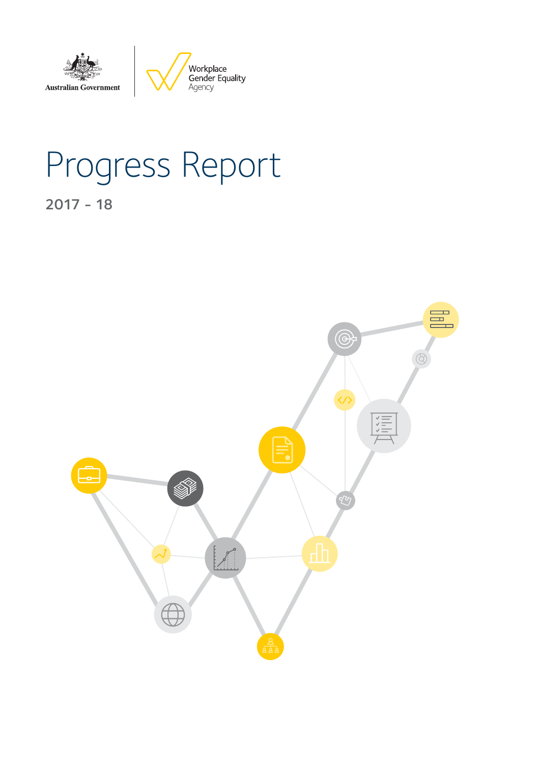Australian Government

Workplace Gender Equality Agency

# Progress Report

2017 - 18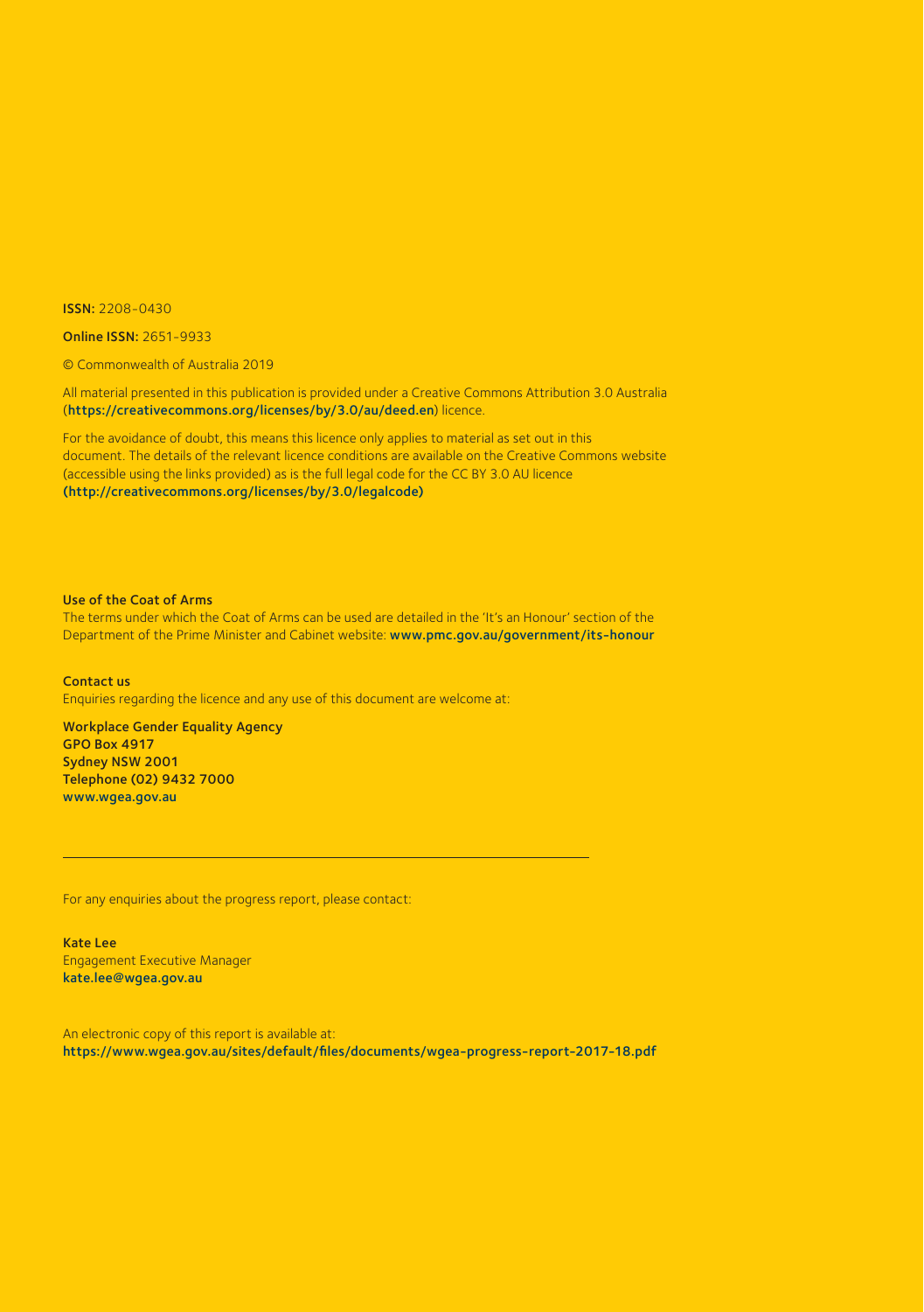**ISSN:** 2208-0430

**Online ISSN:** 2651-9933

© Commonwealth of Australia 2019

All material presented in this publication is provided under a Creative Commons Attribution 3.0 Australia (**https://creativecommons.org/licenses/by/3.0/au/deed.en**) licence.

For the avoidance of doubt, this means this licence only applies to material as set out in this document. The details of the relevant licence conditions are available on the Creative Commons website (accessible using the links provided) as is the full legal code for the CC BY 3.0 AU licence **(http://creativecommons.org/licenses/by/3.0/legalcode)**

**Use of the Coat of Arms**

The terms under which the Coat of Arms can be used are detailed in the 'It's an Honour' section of the Department of the Prime Minister and Cabinet website: **www.pmc.gov.au/government/its-honour**

**Contact us**

Enquiries regarding the licence and any use of this document are welcome at:

**Workplace Gender Equality Agency**
**GPO Box 4917**
**Sydney NSW 2001**
**Telephone (02) 9432 7000**
**www.wgea.gov.au**

---

For any enquiries about the progress report, please contact:

**Kate Lee**
Engagement Executive Manager
**kate.lee@wgea.gov.au**

An electronic copy of this report is available at:
**https://www.wgea.gov.au/sites/default/files/documents/wgea-progress-report-2017-18.pdf**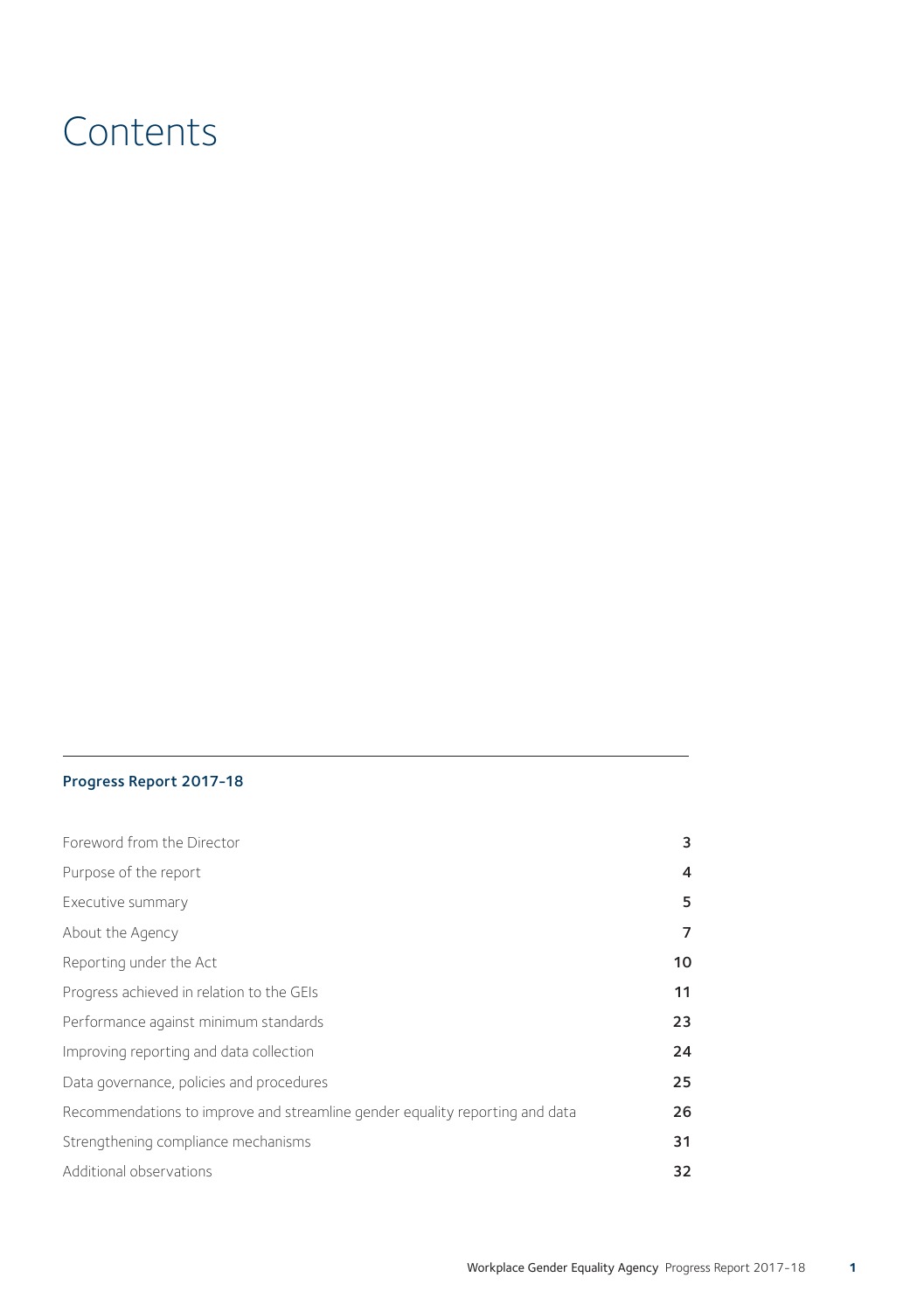# Contents

**Progress Report 2017-18**

| | |
|---|---|
| Foreword from the Director | 3 |
| Purpose of the report | 4 |
| Executive summary | 5 |
| About the Agency | 7 |
| Reporting under the Act | 10 |
| Progress achieved in relation to the GEIs | 11 |
| Performance against minimum standards | 23 |
| Improving reporting and data collection | 24 |
| Data governance, policies and procedures | 25 |
| Recommendations to improve and streamline gender equality reporting and data | 26 |
| Strengthening compliance mechanisms | 31 |
| Additional observations | 32 |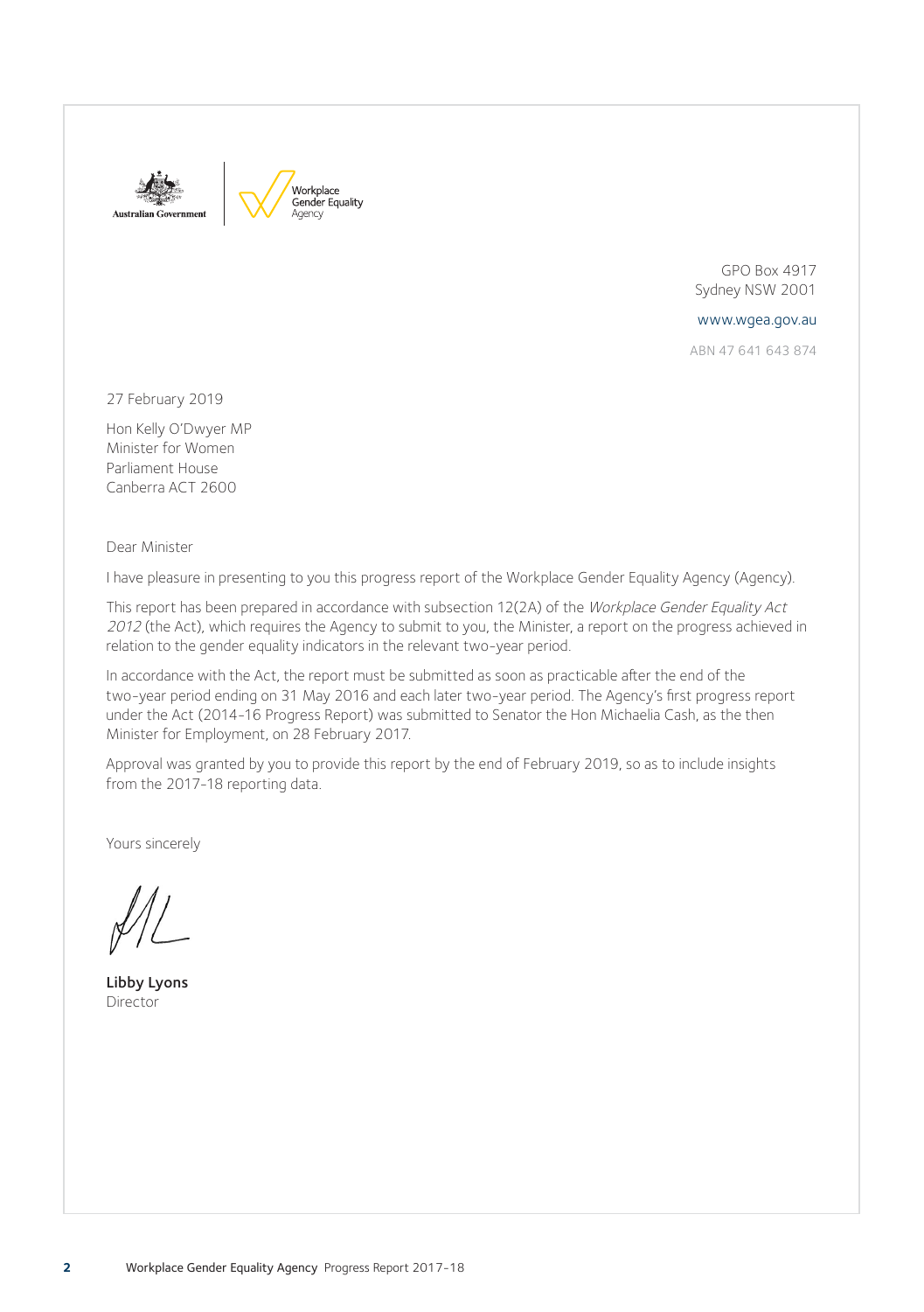Australian Government | Workplace Gender Equality Agency

GPO Box 4917
Sydney NSW 2001

www.wgea.gov.au

ABN 47 641 643 874

27 February 2019

Hon Kelly O'Dwyer MP
Minister for Women
Parliament House
Canberra ACT 2600

Dear Minister

I have pleasure in presenting to you this progress report of the Workplace Gender Equality Agency (Agency).

This report has been prepared in accordance with subsection 12(2A) of the *Workplace Gender Equality Act 2012* (the Act), which requires the Agency to submit to you, the Minister, a report on the progress achieved in relation to the gender equality indicators in the relevant two-year period.

In accordance with the Act, the report must be submitted as soon as practicable after the end of the two-year period ending on 31 May 2016 and each later two-year period. The Agency's first progress report under the Act (2014-16 Progress Report) was submitted to Senator the Hon Michaelia Cash, as the then Minister for Employment, on 28 February 2017.

Approval was granted by you to provide this report by the end of February 2019, so as to include insights from the 2017-18 reporting data.

Yours sincerely

**Libby Lyons**
Director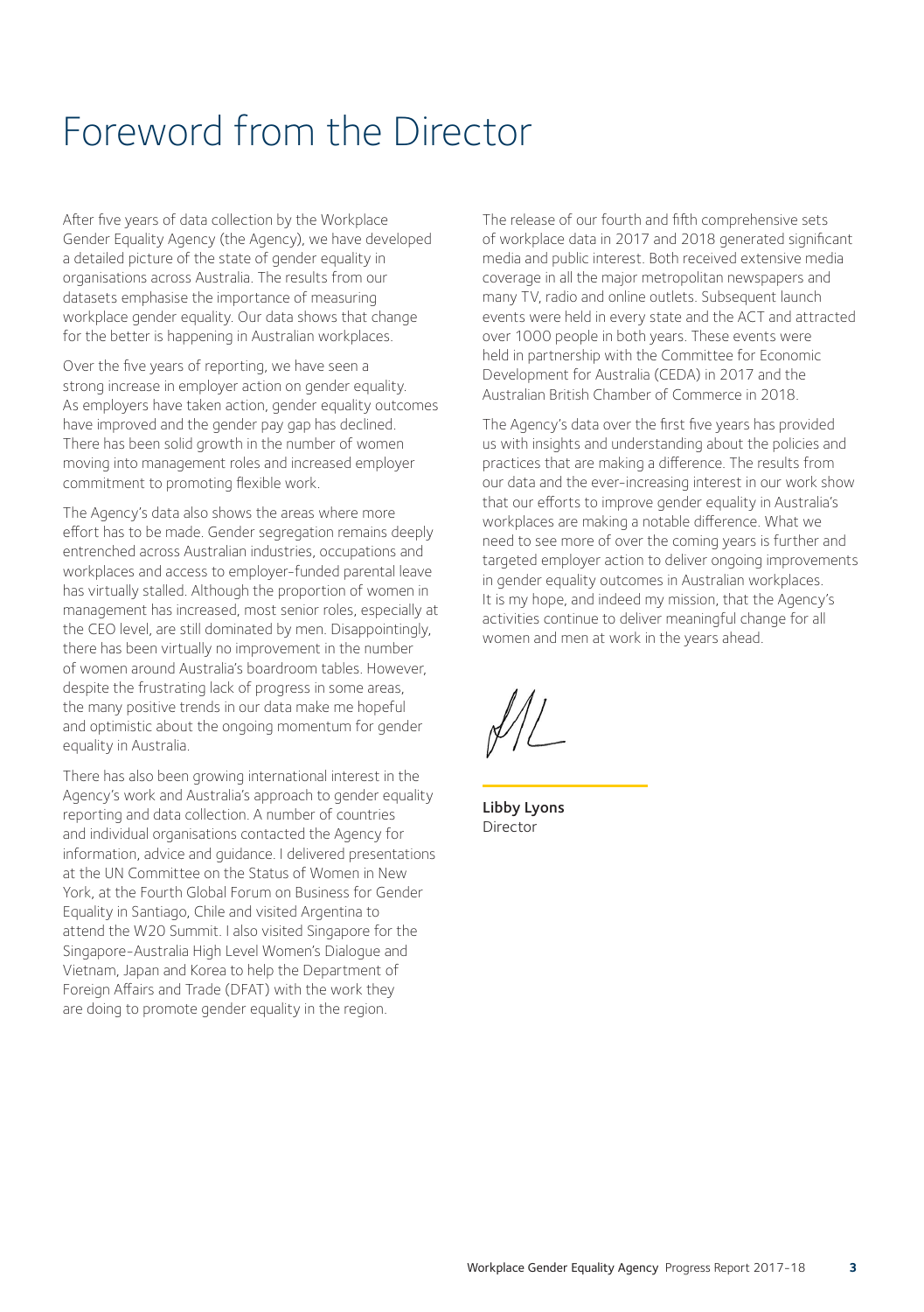# Foreword from the Director

After five years of data collection by the Workplace Gender Equality Agency (the Agency), we have developed a detailed picture of the state of gender equality in organisations across Australia. The results from our datasets emphasise the importance of measuring workplace gender equality. Our data shows that change for the better is happening in Australian workplaces.

Over the five years of reporting, we have seen a strong increase in employer action on gender equality. As employers have taken action, gender equality outcomes have improved and the gender pay gap has declined. There has been solid growth in the number of women moving into management roles and increased employer commitment to promoting flexible work.

The Agency's data also shows the areas where more effort has to be made. Gender segregation remains deeply entrenched across Australian industries, occupations and workplaces and access to employer-funded parental leave has virtually stalled. Although the proportion of women in management has increased, most senior roles, especially at the CEO level, are still dominated by men. Disappointingly, there has been virtually no improvement in the number of women around Australia's boardroom tables. However, despite the frustrating lack of progress in some areas, the many positive trends in our data make me hopeful and optimistic about the ongoing momentum for gender equality in Australia.

There has also been growing international interest in the Agency's work and Australia's approach to gender equality reporting and data collection. A number of countries and individual organisations contacted the Agency for information, advice and guidance. I delivered presentations at the UN Committee on the Status of Women in New York, at the Fourth Global Forum on Business for Gender Equality in Santiago, Chile and visited Argentina to attend the W20 Summit. I also visited Singapore for the Singapore-Australia High Level Women's Dialogue and Vietnam, Japan and Korea to help the Department of Foreign Affairs and Trade (DFAT) with the work they are doing to promote gender equality in the region.

The release of our fourth and fifth comprehensive sets of workplace data in 2017 and 2018 generated significant media and public interest. Both received extensive media coverage in all the major metropolitan newspapers and many TV, radio and online outlets. Subsequent launch events were held in every state and the ACT and attracted over 1000 people in both years. These events were held in partnership with the Committee for Economic Development for Australia (CEDA) in 2017 and the Australian British Chamber of Commerce in 2018.

The Agency's data over the first five years has provided us with insights and understanding about the policies and practices that are making a difference. The results from our data and the ever-increasing interest in our work show that our efforts to improve gender equality in Australia's workplaces are making a notable difference. What we need to see more of over the coming years is further and targeted employer action to deliver ongoing improvements in gender equality outcomes in Australian workplaces. It is my hope, and indeed my mission, that the Agency's activities continue to deliver meaningful change for all women and men at work in the years ahead.

**Libby Lyons**
Director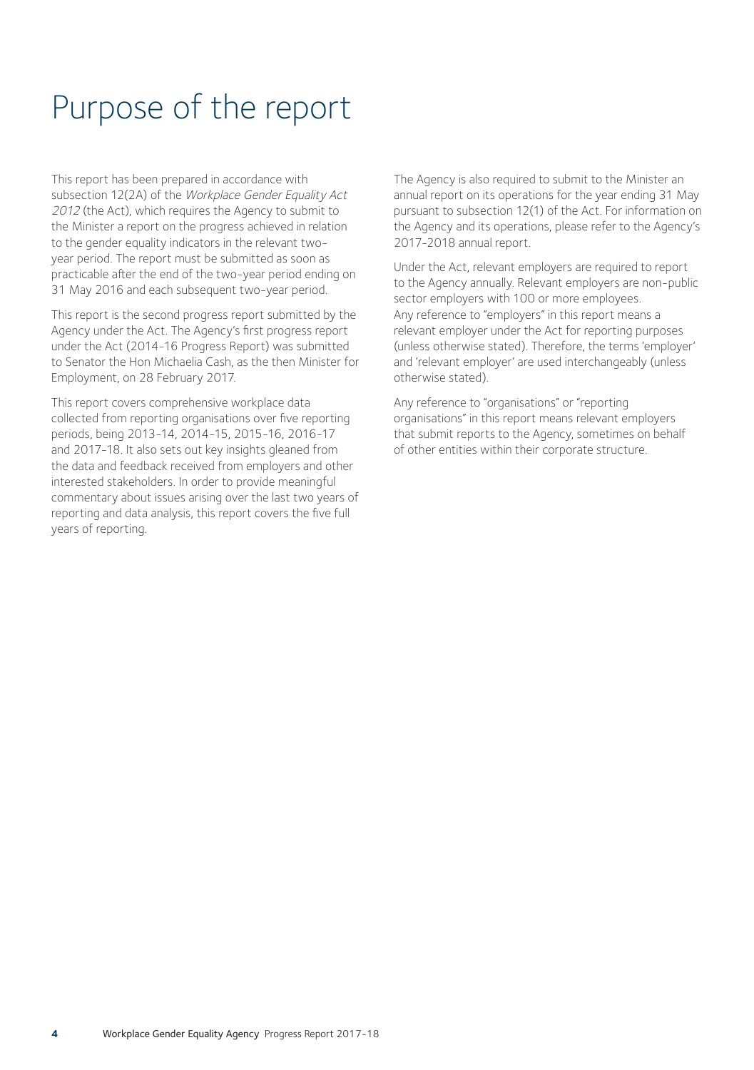# Purpose of the report

This report has been prepared in accordance with subsection 12(2A) of the *Workplace Gender Equality Act 2012* (the Act), which requires the Agency to submit to the Minister a report on the progress achieved in relation to the gender equality indicators in the relevant two-year period. The report must be submitted as soon as practicable after the end of the two-year period ending on 31 May 2016 and each subsequent two-year period.

This report is the second progress report submitted by the Agency under the Act. The Agency's first progress report under the Act (2014-16 Progress Report) was submitted to Senator the Hon Michaelia Cash, as the then Minister for Employment, on 28 February 2017.

This report covers comprehensive workplace data collected from reporting organisations over five reporting periods, being 2013-14, 2014-15, 2015-16, 2016-17 and 2017-18. It also sets out key insights gleaned from the data and feedback received from employers and other interested stakeholders. In order to provide meaningful commentary about issues arising over the last two years of reporting and data analysis, this report covers the five full years of reporting.

The Agency is also required to submit to the Minister an annual report on its operations for the year ending 31 May pursuant to subsection 12(1) of the Act. For information on the Agency and its operations, please refer to the Agency's 2017-2018 annual report.

Under the Act, relevant employers are required to report to the Agency annually. Relevant employers are non-public sector employers with 100 or more employees. Any reference to "employers" in this report means a relevant employer under the Act for reporting purposes (unless otherwise stated). Therefore, the terms 'employer' and 'relevant employer' are used interchangeably (unless otherwise stated).

Any reference to "organisations" or "reporting organisations" in this report means relevant employers that submit reports to the Agency, sometimes on behalf of other entities within their corporate structure.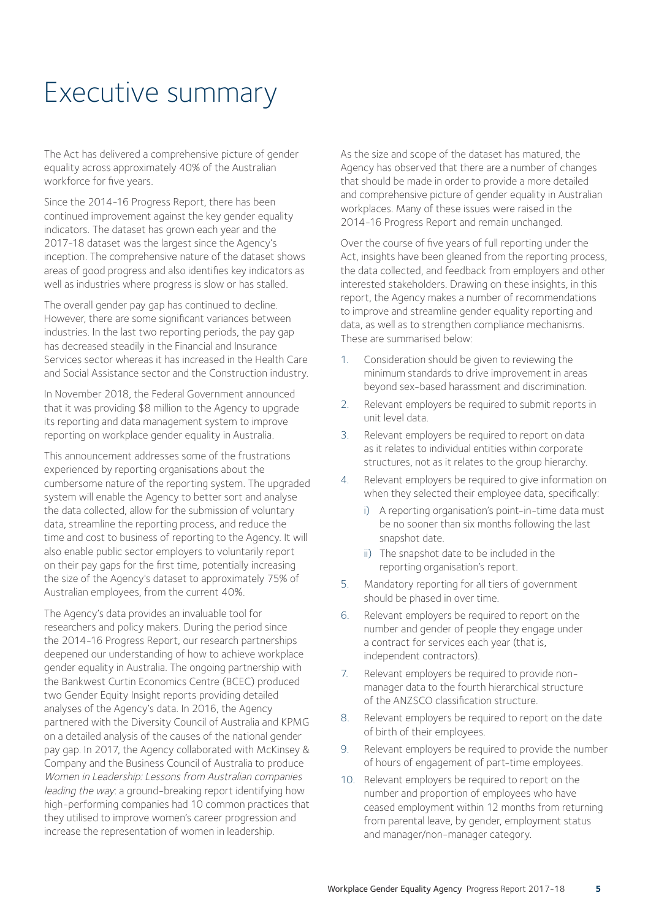# Executive summary

The Act has delivered a comprehensive picture of gender equality across approximately 40% of the Australian workforce for five years.

Since the 2014-16 Progress Report, there has been continued improvement against the key gender equality indicators. The dataset has grown each year and the 2017-18 dataset was the largest since the Agency's inception. The comprehensive nature of the dataset shows areas of good progress and also identifies key indicators as well as industries where progress is slow or has stalled.

The overall gender pay gap has continued to decline. However, there are some significant variances between industries. In the last two reporting periods, the pay gap has decreased steadily in the Financial and Insurance Services sector whereas it has increased in the Health Care and Social Assistance sector and the Construction industry.

In November 2018, the Federal Government announced that it was providing $8 million to the Agency to upgrade its reporting and data management system to improve reporting on workplace gender equality in Australia.

This announcement addresses some of the frustrations experienced by reporting organisations about the cumbersome nature of the reporting system. The upgraded system will enable the Agency to better sort and analyse the data collected, allow for the submission of voluntary data, streamline the reporting process, and reduce the time and cost to business of reporting to the Agency. It will also enable public sector employers to voluntarily report on their pay gaps for the first time, potentially increasing the size of the Agency's dataset to approximately 75% of Australian employees, from the current 40%.

The Agency's data provides an invaluable tool for researchers and policy makers. During the period since the 2014-16 Progress Report, our research partnerships deepened our understanding of how to achieve workplace gender equality in Australia. The ongoing partnership with the Bankwest Curtin Economics Centre (BCEC) produced two Gender Equity Insight reports providing detailed analyses of the Agency's data. In 2016, the Agency partnered with the Diversity Council of Australia and KPMG on a detailed analysis of the causes of the national gender pay gap. In 2017, the Agency collaborated with McKinsey & Company and the Business Council of Australia to produce *Women in Leadership: Lessons from Australian companies leading the way*: a ground-breaking report identifying how high-performing companies had 10 common practices that they utilised to improve women's career progression and increase the representation of women in leadership.

As the size and scope of the dataset has matured, the Agency has observed that there are a number of changes that should be made in order to provide a more detailed and comprehensive picture of gender equality in Australian workplaces. Many of these issues were raised in the 2014-16 Progress Report and remain unchanged.

Over the course of five years of full reporting under the Act, insights have been gleaned from the reporting process, the data collected, and feedback from employers and other interested stakeholders. Drawing on these insights, in this report, the Agency makes a number of recommendations to improve and streamline gender equality reporting and data, as well as to strengthen compliance mechanisms. These are summarised below:

1. Consideration should be given to reviewing the minimum standards to drive improvement in areas beyond sex-based harassment and discrimination.
2. Relevant employers be required to submit reports in unit level data.
3. Relevant employers be required to report on data as it relates to individual entities within corporate structures, not as it relates to the group hierarchy.
4. Relevant employers be required to give information on when they selected their employee data, specifically:
   i) A reporting organisation's point-in-time data must be no sooner than six months following the last snapshot date.
   ii) The snapshot date to be included in the reporting organisation's report.
5. Mandatory reporting for all tiers of government should be phased in over time.
6. Relevant employers be required to report on the number and gender of people they engage under a contract for services each year (that is, independent contractors).
7. Relevant employers be required to provide non-manager data to the fourth hierarchical structure of the ANZSCO classification structure.
8. Relevant employers be required to report on the date of birth of their employees.
9. Relevant employers be required to provide the number of hours of engagement of part-time employees.
10. Relevant employers be required to report on the number and proportion of employees who have ceased employment within 12 months from returning from parental leave, by gender, employment status and manager/non-manager category.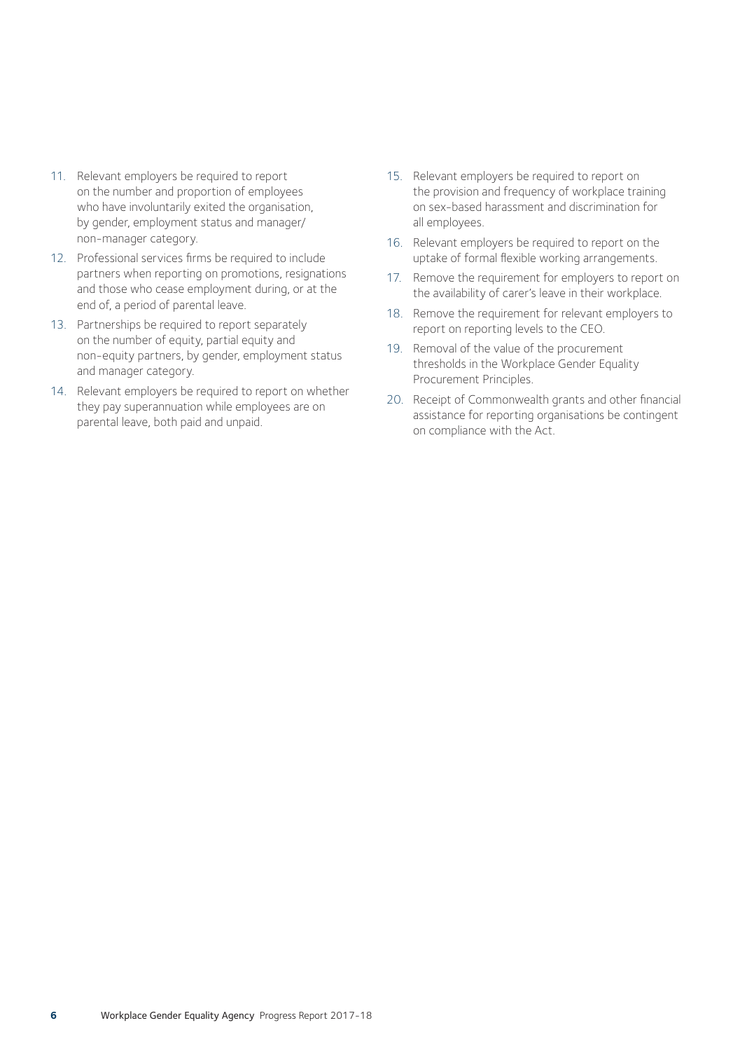11. Relevant employers be required to report on the number and proportion of employees who have involuntarily exited the organisation, by gender, employment status and manager/non-manager category.
12. Professional services firms be required to include partners when reporting on promotions, resignations and those who cease employment during, or at the end of, a period of parental leave.
13. Partnerships be required to report separately on the number of equity, partial equity and non-equity partners, by gender, employment status and manager category.
14. Relevant employers be required to report on whether they pay superannuation while employees are on parental leave, both paid and unpaid.
15. Relevant employers be required to report on the provision and frequency of workplace training on sex-based harassment and discrimination for all employees.
16. Relevant employers be required to report on the uptake of formal flexible working arrangements.
17. Remove the requirement for employers to report on the availability of carer's leave in their workplace.
18. Remove the requirement for relevant employers to report on reporting levels to the CEO.
19. Removal of the value of the procurement thresholds in the Workplace Gender Equality Procurement Principles.
20. Receipt of Commonwealth grants and other financial assistance for reporting organisations be contingent on compliance with the Act.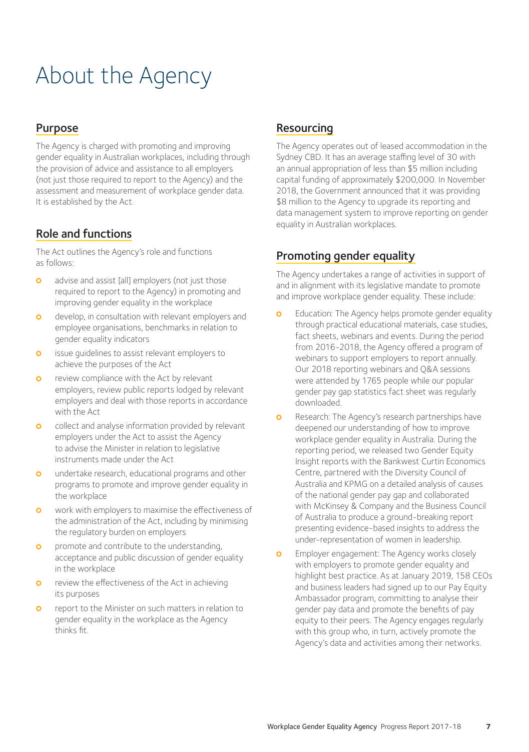# About the Agency

## Purpose

The Agency is charged with promoting and improving gender equality in Australian workplaces, including through the provision of advice and assistance to all employers (not just those required to report to the Agency) and the assessment and measurement of workplace gender data. It is established by the Act.

## Role and functions

The Act outlines the Agency's role and functions as follows:

- advise and assist [all] employers (not just those required to report to the Agency) in promoting and improving gender equality in the workplace
- develop, in consultation with relevant employers and employee organisations, benchmarks in relation to gender equality indicators
- issue guidelines to assist relevant employers to achieve the purposes of the Act
- review compliance with the Act by relevant employers, review public reports lodged by relevant employers and deal with those reports in accordance with the Act
- collect and analyse information provided by relevant employers under the Act to assist the Agency to advise the Minister in relation to legislative instruments made under the Act
- undertake research, educational programs and other programs to promote and improve gender equality in the workplace
- work with employers to maximise the effectiveness of the administration of the Act, including by minimising the regulatory burden on employers
- promote and contribute to the understanding, acceptance and public discussion of gender equality in the workplace
- review the effectiveness of the Act in achieving its purposes
- report to the Minister on such matters in relation to gender equality in the workplace as the Agency thinks fit.

## Resourcing

The Agency operates out of leased accommodation in the Sydney CBD. It has an average staffing level of 30 with an annual appropriation of less than $5 million including capital funding of approximately $200,000. In November 2018, the Government announced that it was providing $8 million to the Agency to upgrade its reporting and data management system to improve reporting on gender equality in Australian workplaces.

## Promoting gender equality

The Agency undertakes a range of activities in support of and in alignment with its legislative mandate to promote and improve workplace gender equality. These include:

- Education: The Agency helps promote gender equality through practical educational materials, case studies, fact sheets, webinars and events. During the period from 2016-2018, the Agency offered a program of webinars to support employers to report annually. Our 2018 reporting webinars and Q&A sessions were attended by 1765 people while our popular gender pay gap statistics fact sheet was regularly downloaded.
- Research: The Agency's research partnerships have deepened our understanding of how to improve workplace gender equality in Australia. During the reporting period, we released two Gender Equity Insight reports with the Bankwest Curtin Economics Centre, partnered with the Diversity Council of Australia and KPMG on a detailed analysis of causes of the national gender pay gap and collaborated with McKinsey & Company and the Business Council of Australia to produce a ground-breaking report presenting evidence-based insights to address the under-representation of women in leadership.
- Employer engagement: The Agency works closely with employers to promote gender equality and highlight best practice. As at January 2019, 158 CEOs and business leaders had signed up to our Pay Equity Ambassador program, committing to analyse their gender pay data and promote the benefits of pay equity to their peers. The Agency engages regularly with this group who, in turn, actively promote the Agency's data and activities among their networks.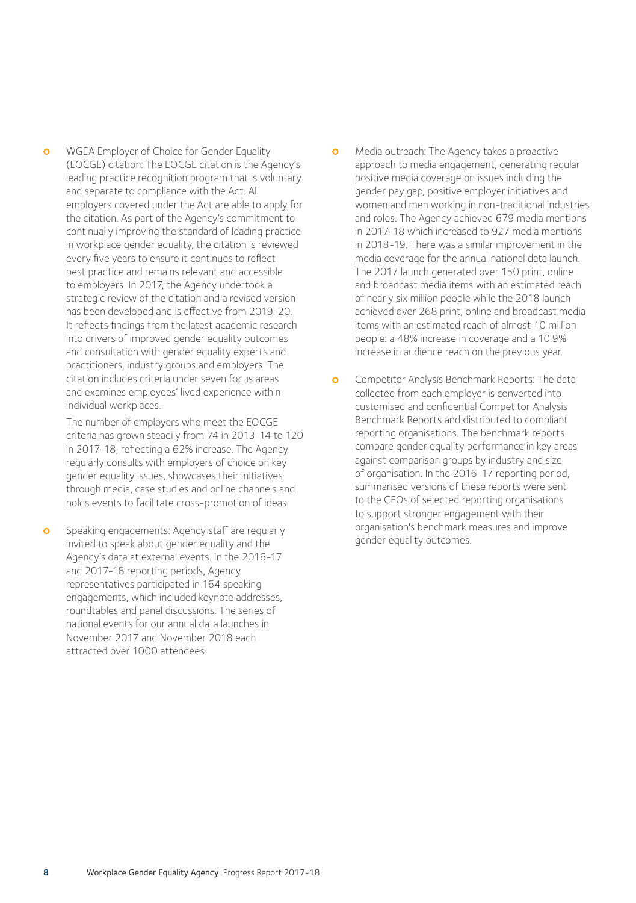- WGEA Employer of Choice for Gender Equality (EOCGE) citation: The EOCGE citation is the Agency's leading practice recognition program that is voluntary and separate to compliance with the Act. All employers covered under the Act are able to apply for the citation. As part of the Agency's commitment to continually improving the standard of leading practice in workplace gender equality, the citation is reviewed every five years to ensure it continues to reflect best practice and remains relevant and accessible to employers. In 2017, the Agency undertook a strategic review of the citation and a revised version has been developed and is effective from 2019-20. It reflects findings from the latest academic research into drivers of improved gender equality outcomes and consultation with gender equality experts and practitioners, industry groups and employers. The citation includes criteria under seven focus areas and examines employees' lived experience within individual workplaces.

  The number of employers who meet the EOCGE criteria has grown steadily from 74 in 2013-14 to 120 in 2017-18, reflecting a 62% increase. The Agency regularly consults with employers of choice on key gender equality issues, showcases their initiatives through media, case studies and online channels and holds events to facilitate cross-promotion of ideas.

- Speaking engagements: Agency staff are regularly invited to speak about gender equality and the Agency's data at external events. In the 2016-17 and 2017-18 reporting periods, Agency representatives participated in 164 speaking engagements, which included keynote addresses, roundtables and panel discussions. The series of national events for our annual data launches in November 2017 and November 2018 each attracted over 1000 attendees.

- Media outreach: The Agency takes a proactive approach to media engagement, generating regular positive media coverage on issues including the gender pay gap, positive employer initiatives and women and men working in non-traditional industries and roles. The Agency achieved 679 media mentions in 2017-18 which increased to 927 media mentions in 2018-19. There was a similar improvement in the media coverage for the annual national data launch. The 2017 launch generated over 150 print, online and broadcast media items with an estimated reach of nearly six million people while the 2018 launch achieved over 268 print, online and broadcast media items with an estimated reach of almost 10 million people: a 48% increase in coverage and a 10.9% increase in audience reach on the previous year.

- Competitor Analysis Benchmark Reports: The data collected from each employer is converted into customised and confidential Competitor Analysis Benchmark Reports and distributed to compliant reporting organisations. The benchmark reports compare gender equality performance in key areas against comparison groups by industry and size of organisation. In the 2016-17 reporting period, summarised versions of these reports were sent to the CEOs of selected reporting organisations to support stronger engagement with their organisation's benchmark measures and improve gender equality outcomes.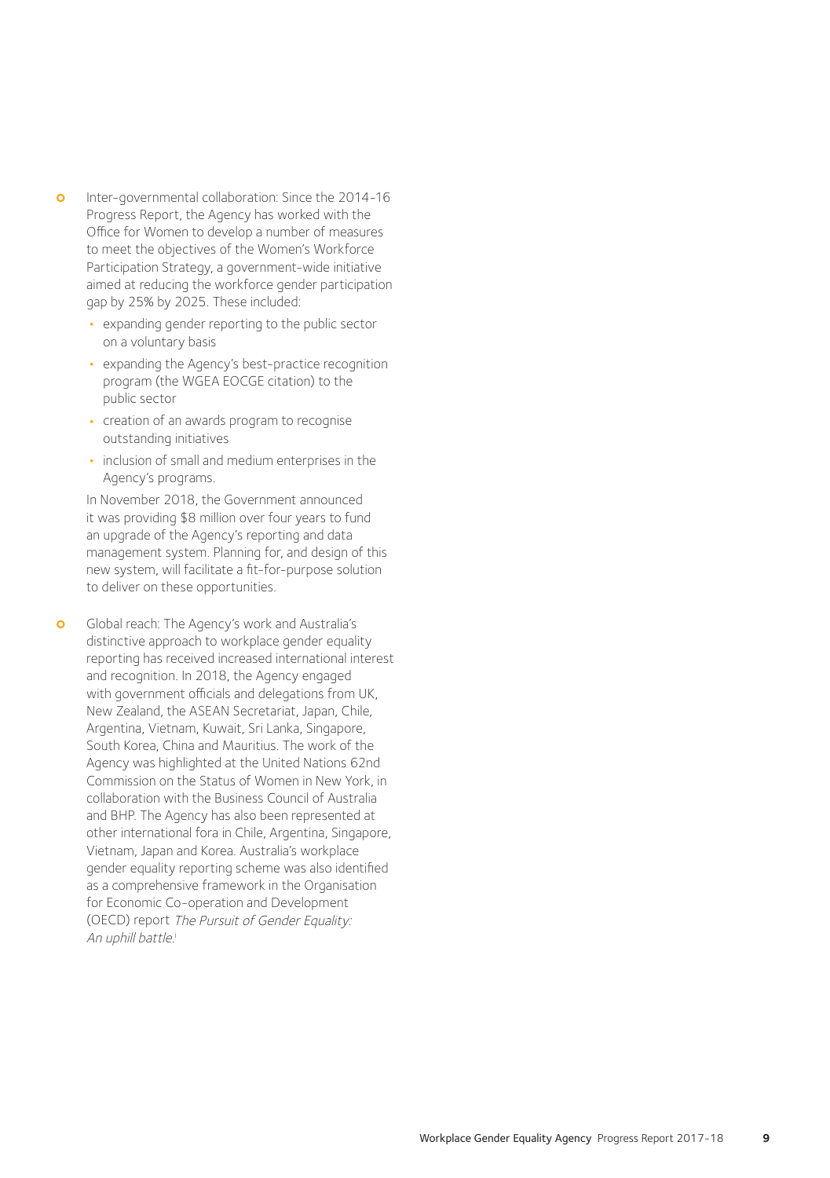- Inter-governmental collaboration: Since the 2014-16 Progress Report, the Agency has worked with the Office for Women to develop a number of measures to meet the objectives of the Women's Workforce Participation Strategy, a government-wide initiative aimed at reducing the workforce gender participation gap by 25% by 2025. These included:
  - expanding gender reporting to the public sector on a voluntary basis
  - expanding the Agency's best-practice recognition program (the WGEA EOCGE citation) to the public sector
  - creation of an awards program to recognise outstanding initiatives
  - inclusion of small and medium enterprises in the Agency's programs.

  In November 2018, the Government announced it was providing $8 million over four years to fund an upgrade of the Agency's reporting and data management system. Planning for, and design of this new system, will facilitate a fit-for-purpose solution to deliver on these opportunities.

- Global reach: The Agency's work and Australia's distinctive approach to workplace gender equality reporting has received increased international interest and recognition. In 2018, the Agency engaged with government officials and delegations from UK, New Zealand, the ASEAN Secretariat, Japan, Chile, Argentina, Vietnam, Kuwait, Sri Lanka, Singapore, South Korea, China and Mauritius. The work of the Agency was highlighted at the United Nations 62nd Commission on the Status of Women in New York, in collaboration with the Business Council of Australia and BHP. The Agency has also been represented at other international fora in Chile, Argentina, Singapore, Vietnam, Japan and Korea. Australia's workplace gender equality reporting scheme was also identified as a comprehensive framework in the Organisation for Economic Co-operation and Development (OECD) report *The Pursuit of Gender Equality: An uphill battle*.[i]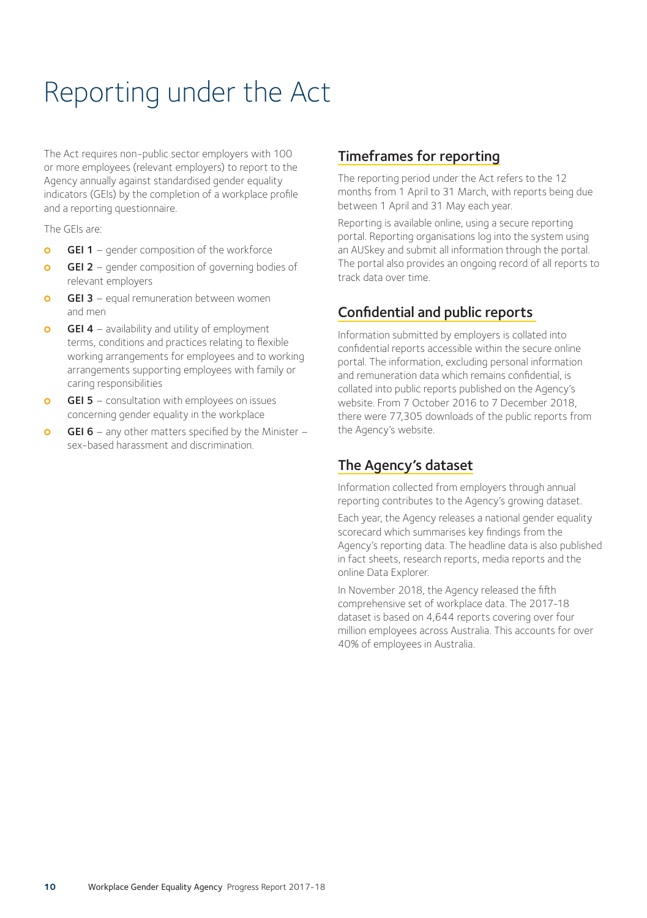# Reporting under the Act

The Act requires non-public sector employers with 100 or more employees (relevant employers) to report to the Agency annually against standardised gender equality indicators (GEIs) by the completion of a workplace profile and a reporting questionnaire.

The GEIs are:

- **GEI 1** – gender composition of the workforce
- **GEI 2** – gender composition of governing bodies of relevant employers
- **GEI 3** – equal remuneration between women and men
- **GEI 4** – availability and utility of employment terms, conditions and practices relating to flexible working arrangements for employees and to working arrangements supporting employees with family or caring responsibilities
- **GEI 5** – consultation with employees on issues concerning gender equality in the workplace
- **GEI 6** – any other matters specified by the Minister – sex-based harassment and discrimination.

## Timeframes for reporting

The reporting period under the Act refers to the 12 months from 1 April to 31 March, with reports being due between 1 April and 31 May each year.

Reporting is available online, using a secure reporting portal. Reporting organisations log into the system using an AUSkey and submit all information through the portal. The portal also provides an ongoing record of all reports to track data over time.

## Confidential and public reports

Information submitted by employers is collated into confidential reports accessible within the secure online portal. The information, excluding personal information and remuneration data which remains confidential, is collated into public reports published on the Agency's website. From 7 October 2016 to 7 December 2018, there were 77,305 downloads of the public reports from the Agency's website.

## The Agency's dataset

Information collected from employers through annual reporting contributes to the Agency's growing dataset.

Each year, the Agency releases a national gender equality scorecard which summarises key findings from the Agency's reporting data. The headline data is also published in fact sheets, research reports, media reports and the online Data Explorer.

In November 2018, the Agency released the fifth comprehensive set of workplace data. The 2017-18 dataset is based on 4,644 reports covering over four million employees across Australia. This accounts for over 40% of employees in Australia.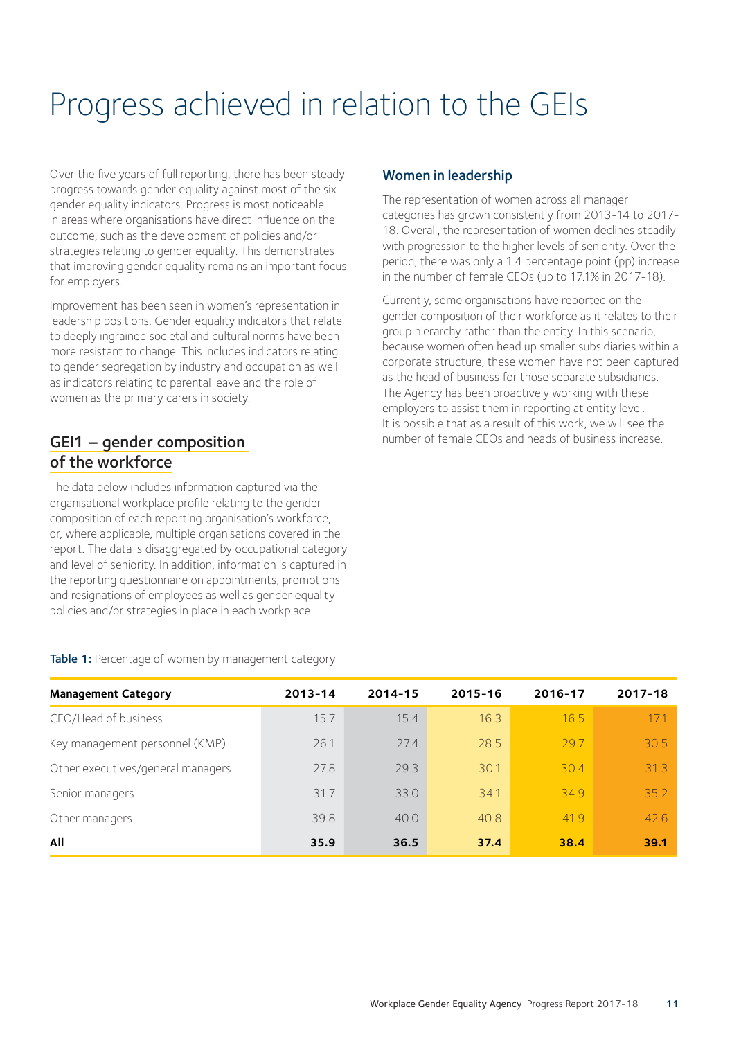# Progress achieved in relation to the GEIs

Over the five years of full reporting, there has been steady progress towards gender equality against most of the six gender equality indicators. Progress is most noticeable in areas where organisations have direct influence on the outcome, such as the development of policies and/or strategies relating to gender equality. This demonstrates that improving gender equality remains an important focus for employers.

Improvement has been seen in women's representation in leadership positions. Gender equality indicators that relate to deeply ingrained societal and cultural norms have been more resistant to change. This includes indicators relating to gender segregation by industry and occupation as well as indicators relating to parental leave and the role of women as the primary carers in society.

## GEI1 – gender composition of the workforce

The data below includes information captured via the organisational workplace profile relating to the gender composition of each reporting organisation's workforce, or, where applicable, multiple organisations covered in the report. The data is disaggregated by occupational category and level of seniority. In addition, information is captured in the reporting questionnaire on appointments, promotions and resignations of employees as well as gender equality policies and/or strategies in place in each workplace.

### Women in leadership

The representation of women across all manager categories has grown consistently from 2013-14 to 2017-18. Overall, the representation of women declines steadily with progression to the higher levels of seniority. Over the period, there was only a 1.4 percentage point (pp) increase in the number of female CEOs (up to 17.1% in 2017-18).

Currently, some organisations have reported on the gender composition of their workforce as it relates to their group hierarchy rather than the entity. In this scenario, because women often head up smaller subsidiaries within a corporate structure, these women have not been captured as the head of business for those separate subsidiaries. The Agency has been proactively working with these employers to assist them in reporting at entity level. It is possible that as a result of this work, we will see the number of female CEOs and heads of business increase.

**Table 1:** Percentage of women by management category

| Management Category | 2013-14 | 2014-15 | 2015-16 | 2016-17 | 2017-18 |
|---|---|---|---|---|---|
| CEO/Head of business | 15.7 | 15.4 | 16.3 | 16.5 | 17.1 |
| Key management personnel (KMP) | 26.1 | 27.4 | 28.5 | 29.7 | 30.5 |
| Other executives/general managers | 27.8 | 29.3 | 30.1 | 30.4 | 31.3 |
| Senior managers | 31.7 | 33.0 | 34.1 | 34.9 | 35.2 |
| Other managers | 39.8 | 40.0 | 40.8 | 41.9 | 42.6 |
| **All** | **35.9** | **36.5** | **37.4** | **38.4** | **39.1** |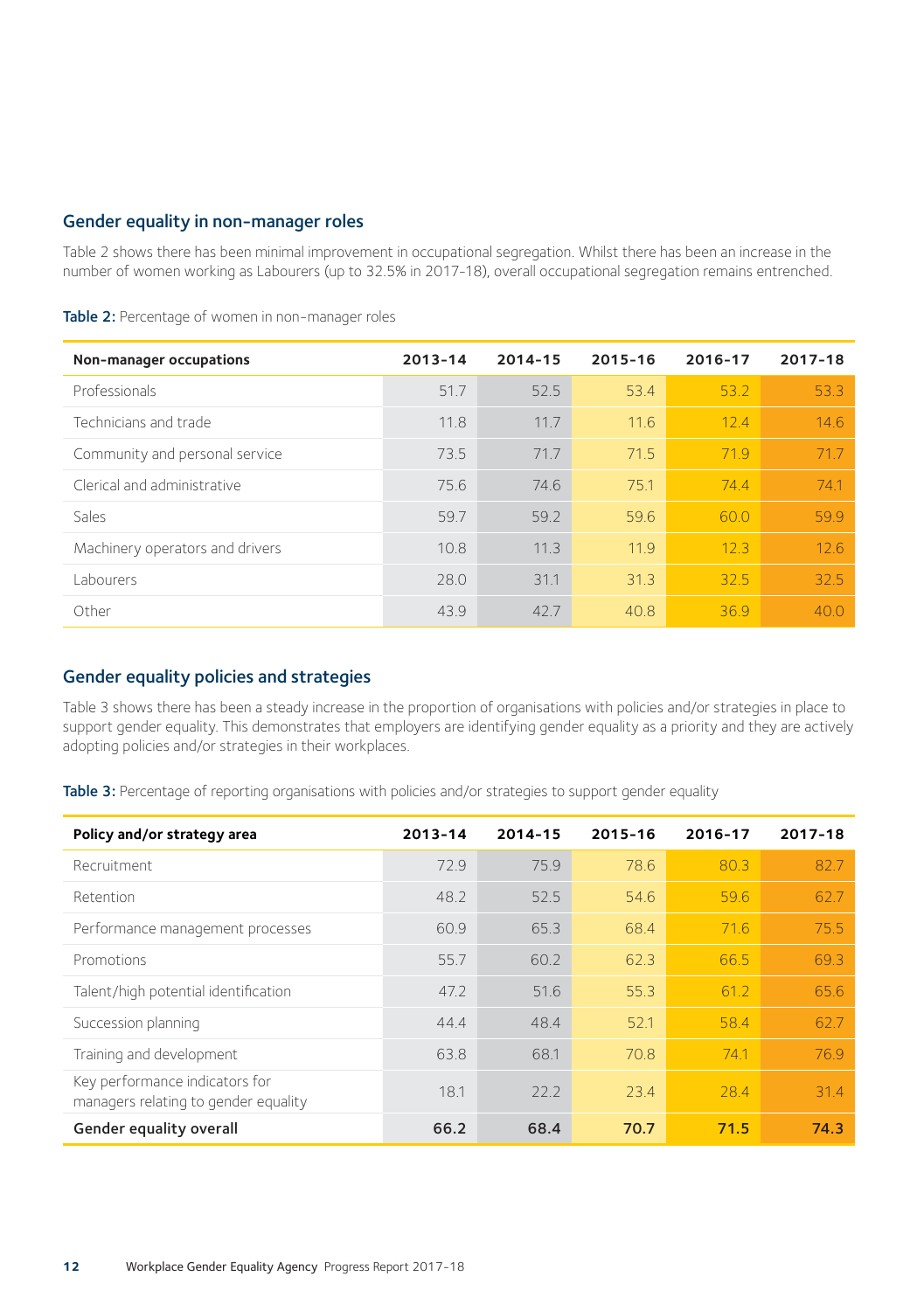## Gender equality in non-manager roles

Table 2 shows there has been minimal improvement in occupational segregation. Whilst there has been an increase in the number of women working as Labourers (up to 32.5% in 2017-18), overall occupational segregation remains entrenched.

**Table 2:** Percentage of women in non-manager roles

| Non-manager occupations | 2013-14 | 2014-15 | 2015-16 | 2016-17 | 2017-18 |
|---|---|---|---|---|---|
| Professionals | 51.7 | 52.5 | 53.4 | 53.2 | 53.3 |
| Technicians and trade | 11.8 | 11.7 | 11.6 | 12.4 | 14.6 |
| Community and personal service | 73.5 | 71.7 | 71.5 | 71.9 | 71.7 |
| Clerical and administrative | 75.6 | 74.6 | 75.1 | 74.4 | 74.1 |
| Sales | 59.7 | 59.2 | 59.6 | 60.0 | 59.9 |
| Machinery operators and drivers | 10.8 | 11.3 | 11.9 | 12.3 | 12.6 |
| Labourers | 28.0 | 31.1 | 31.3 | 32.5 | 32.5 |
| Other | 43.9 | 42.7 | 40.8 | 36.9 | 40.0 |

## Gender equality policies and strategies

Table 3 shows there has been a steady increase in the proportion of organisations with policies and/or strategies in place to support gender equality. This demonstrates that employers are identifying gender equality as a priority and they are actively adopting policies and/or strategies in their workplaces.

**Table 3:** Percentage of reporting organisations with policies and/or strategies to support gender equality

| Policy and/or strategy area | 2013-14 | 2014-15 | 2015-16 | 2016-17 | 2017-18 |
|---|---|---|---|---|---|
| Recruitment | 72.9 | 75.9 | 78.6 | 80.3 | 82.7 |
| Retention | 48.2 | 52.5 | 54.6 | 59.6 | 62.7 |
| Performance management processes | 60.9 | 65.3 | 68.4 | 71.6 | 75.5 |
| Promotions | 55.7 | 60.2 | 62.3 | 66.5 | 69.3 |
| Talent/high potential identification | 47.2 | 51.6 | 55.3 | 61.2 | 65.6 |
| Succession planning | 44.4 | 48.4 | 52.1 | 58.4 | 62.7 |
| Training and development | 63.8 | 68.1 | 70.8 | 74.1 | 76.9 |
| Key performance indicators for managers relating to gender equality | 18.1 | 22.2 | 23.4 | 28.4 | 31.4 |
| **Gender equality overall** | **66.2** | **68.4** | **70.7** | **71.5** | **74.3** |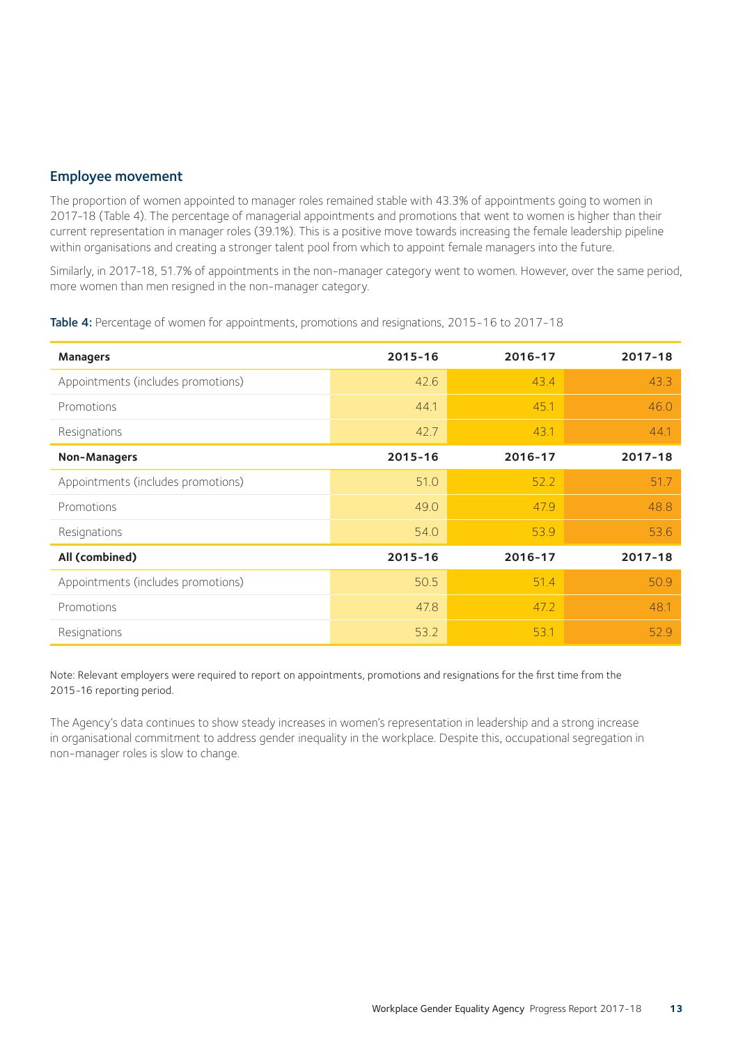## Employee movement

The proportion of women appointed to manager roles remained stable with 43.3% of appointments going to women in 2017-18 (Table 4). The percentage of managerial appointments and promotions that went to women is higher than their current representation in manager roles (39.1%). This is a positive move towards increasing the female leadership pipeline within organisations and creating a stronger talent pool from which to appoint female managers into the future.

Similarly, in 2017-18, 51.7% of appointments in the non-manager category went to women. However, over the same period, more women than men resigned in the non-manager category.

**Table 4:** Percentage of women for appointments, promotions and resignations, 2015-16 to 2017-18

| **Managers** | **2015-16** | **2016-17** | **2017-18** |
|---|---|---|---|
| Appointments (includes promotions) | 42.6 | 43.4 | 43.3 |
| Promotions | 44.1 | 45.1 | 46.0 |
| Resignations | 42.7 | 43.1 | 44.1 |
| **Non-Managers** | **2015-16** | **2016-17** | **2017-18** |
| Appointments (includes promotions) | 51.0 | 52.2 | 51.7 |
| Promotions | 49.0 | 47.9 | 48.8 |
| Resignations | 54.0 | 53.9 | 53.6 |
| **All (combined)** | **2015-16** | **2016-17** | **2017-18** |
| Appointments (includes promotions) | 50.5 | 51.4 | 50.9 |
| Promotions | 47.8 | 47.2 | 48.1 |
| Resignations | 53.2 | 53.1 | 52.9 |

Note: Relevant employers were required to report on appointments, promotions and resignations for the first time from the 2015-16 reporting period.

The Agency's data continues to show steady increases in women's representation in leadership and a strong increase in organisational commitment to address gender inequality in the workplace. Despite this, occupational segregation in non-manager roles is slow to change.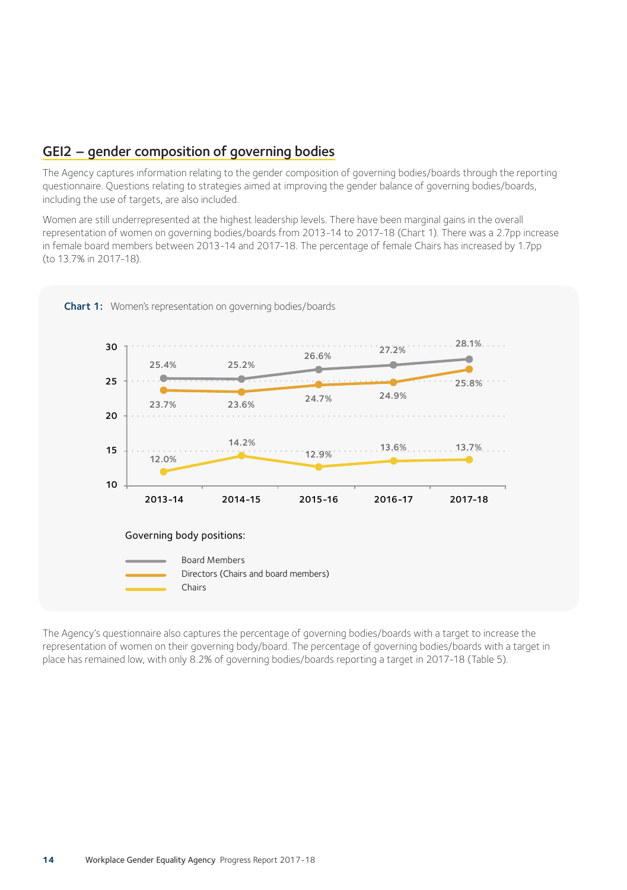## GEI2 – gender composition of governing bodies

The Agency captures information relating to the gender composition of governing bodies/boards through the reporting questionnaire. Questions relating to strategies aimed at improving the gender balance of governing bodies/boards, including the use of targets, are also included.

Women are still underrepresented at the highest leadership levels. There have been marginal gains in the overall representation of women on governing bodies/boards from 2013-14 to 2017-18 (Chart 1). There was a 2.7pp increase in female board members between 2013-14 and 2017-18. The percentage of female Chairs has increased by 1.7pp (to 13.7% in 2017-18).

**Chart 1:** Women's representation on governing bodies/boards

| Governing body positions | 2013-14 | 2014-15 | 2015-16 | 2016-17 | 2017-18 |
|---|---|---|---|---|---|
| Board Members | 25.4% | 25.2% | 26.6% | 27.2% | 28.1% |
| Directors (Chairs and board members) | 23.7% | 23.6% | 24.7% | 24.9% | 25.8% |
| Chairs | 12.0% | 14.2% | 12.9% | 13.6% | 13.7% |

The Agency's questionnaire also captures the percentage of governing bodies/boards with a target to increase the representation of women on their governing body/board. The percentage of governing bodies/boards with a target in place has remained low, with only 8.2% of governing bodies/boards reporting a target in 2017-18 (Table 5).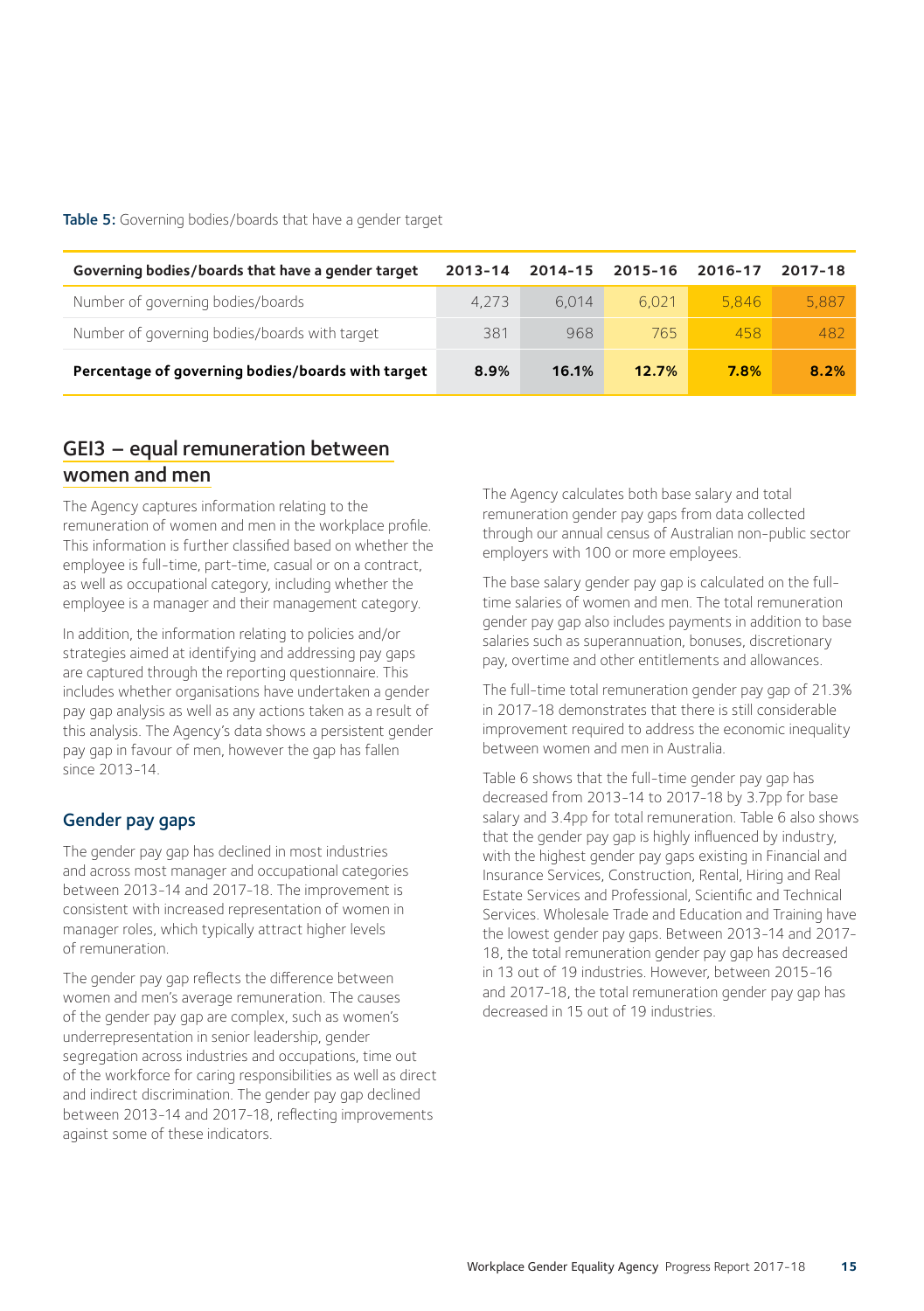**Table 5:** Governing bodies/boards that have a gender target

| Governing bodies/boards that have a gender target | 2013-14 | 2014-15 | 2015-16 | 2016-17 | 2017-18 |
|---|---|---|---|---|---|
| Number of governing bodies/boards | 4,273 | 6,014 | 6,021 | 5,846 | 5,887 |
| Number of governing bodies/boards with target | 381 | 968 | 765 | 458 | 482 |
| **Percentage of governing bodies/boards with target** | **8.9%** | **16.1%** | **12.7%** | **7.8%** | **8.2%** |

## GEI3 – equal remuneration between women and men

The Agency captures information relating to the remuneration of women and men in the workplace profile. This information is further classified based on whether the employee is full-time, part-time, casual or on a contract, as well as occupational category, including whether the employee is a manager and their management category.

In addition, the information relating to policies and/or strategies aimed at identifying and addressing pay gaps are captured through the reporting questionnaire. This includes whether organisations have undertaken a gender pay gap analysis as well as any actions taken as a result of this analysis. The Agency's data shows a persistent gender pay gap in favour of men, however the gap has fallen since 2013-14.

### Gender pay gaps

The gender pay gap has declined in most industries and across most manager and occupational categories between 2013-14 and 2017-18. The improvement is consistent with increased representation of women in manager roles, which typically attract higher levels of remuneration.

The gender pay gap reflects the difference between women and men's average remuneration. The causes of the gender pay gap are complex, such as women's underrepresentation in senior leadership, gender segregation across industries and occupations, time out of the workforce for caring responsibilities as well as direct and indirect discrimination. The gender pay gap declined between 2013-14 and 2017-18, reflecting improvements against some of these indicators.

The Agency calculates both base salary and total remuneration gender pay gaps from data collected through our annual census of Australian non-public sector employers with 100 or more employees.

The base salary gender pay gap is calculated on the full-time salaries of women and men. The total remuneration gender pay gap also includes payments in addition to base salaries such as superannuation, bonuses, discretionary pay, overtime and other entitlements and allowances.

The full-time total remuneration gender pay gap of 21.3% in 2017-18 demonstrates that there is still considerable improvement required to address the economic inequality between women and men in Australia.

Table 6 shows that the full-time gender pay gap has decreased from 2013-14 to 2017-18 by 3.7pp for base salary and 3.4pp for total remuneration. Table 6 also shows that the gender pay gap is highly influenced by industry, with the highest gender pay gaps existing in Financial and Insurance Services, Construction, Rental, Hiring and Real Estate Services and Professional, Scientific and Technical Services. Wholesale Trade and Education and Training have the lowest gender pay gaps. Between 2013-14 and 2017-18, the total remuneration gender pay gap has decreased in 13 out of 19 industries. However, between 2015-16 and 2017-18, the total remuneration gender pay gap has decreased in 15 out of 19 industries.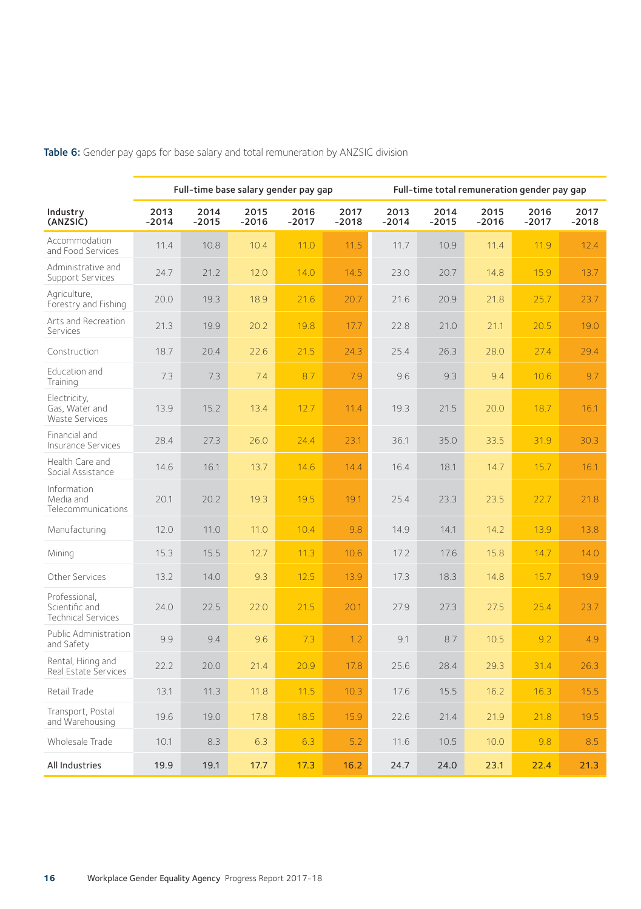**Table 6:** Gender pay gaps for base salary and total remuneration by ANZSIC division

| Industry (ANZSIC) | Full-time base salary gender pay gap | | | | | Full-time total remuneration gender pay gap | | | | |
|---|---|---|---|---|---|---|---|---|---|---|
| | 2013 -2014 | 2014 -2015 | 2015 -2016 | 2016 -2017 | 2017 -2018 | 2013 -2014 | 2014 -2015 | 2015 -2016 | 2016 -2017 | 2017 -2018 |
| Accommodation and Food Services | 11.4 | 10.8 | 10.4 | 11.0 | 11.5 | 11.7 | 10.9 | 11.4 | 11.9 | 12.4 |
| Administrative and Support Services | 24.7 | 21.2 | 12.0 | 14.0 | 14.5 | 23.0 | 20.7 | 14.8 | 15.9 | 13.7 |
| Agriculture, Forestry and Fishing | 20.0 | 19.3 | 18.9 | 21.6 | 20.7 | 21.6 | 20.9 | 21.8 | 25.7 | 23.7 |
| Arts and Recreation Services | 21.3 | 19.9 | 20.2 | 19.8 | 17.7 | 22.8 | 21.0 | 21.1 | 20.5 | 19.0 |
| Construction | 18.7 | 20.4 | 22.6 | 21.5 | 24.3 | 25.4 | 26.3 | 28.0 | 27.4 | 29.4 |
| Education and Training | 7.3 | 7.3 | 7.4 | 8.7 | 7.9 | 9.6 | 9.3 | 9.4 | 10.6 | 9.7 |
| Electricity, Gas, Water and Waste Services | 13.9 | 15.2 | 13.4 | 12.7 | 11.4 | 19.3 | 21.5 | 20.0 | 18.7 | 16.1 |
| Financial and Insurance Services | 28.4 | 27.3 | 26.0 | 24.4 | 23.1 | 36.1 | 35.0 | 33.5 | 31.9 | 30.3 |
| Health Care and Social Assistance | 14.6 | 16.1 | 13.7 | 14.6 | 14.4 | 16.4 | 18.1 | 14.7 | 15.7 | 16.1 |
| Information Media and Telecommunications | 20.1 | 20.2 | 19.3 | 19.5 | 19.1 | 25.4 | 23.3 | 23.5 | 22.7 | 21.8 |
| Manufacturing | 12.0 | 11.0 | 11.0 | 10.4 | 9.8 | 14.9 | 14.1 | 14.2 | 13.9 | 13.8 |
| Mining | 15.3 | 15.5 | 12.7 | 11.3 | 10.6 | 17.2 | 17.6 | 15.8 | 14.7 | 14.0 |
| Other Services | 13.2 | 14.0 | 9.3 | 12.5 | 13.9 | 17.3 | 18.3 | 14.8 | 15.7 | 19.9 |
| Professional, Scientific and Technical Services | 24.0 | 22.5 | 22.0 | 21.5 | 20.1 | 27.9 | 27.3 | 27.5 | 25.4 | 23.7 |
| Public Administration and Safety | 9.9 | 9.4 | 9.6 | 7.3 | 1.2 | 9.1 | 8.7 | 10.5 | 9.2 | 4.9 |
| Rental, Hiring and Real Estate Services | 22.2 | 20.0 | 21.4 | 20.9 | 17.8 | 25.6 | 28.4 | 29.3 | 31.4 | 26.3 |
| Retail Trade | 13.1 | 11.3 | 11.8 | 11.5 | 10.3 | 17.6 | 15.5 | 16.2 | 16.3 | 15.5 |
| Transport, Postal and Warehousing | 19.6 | 19.0 | 17.8 | 18.5 | 15.9 | 22.6 | 21.4 | 21.9 | 21.8 | 19.5 |
| Wholesale Trade | 10.1 | 8.3 | 6.3 | 6.3 | 5.2 | 11.6 | 10.5 | 10.0 | 9.8 | 8.5 |
| All Industries | 19.9 | 19.1 | 17.7 | 17.3 | 16.2 | 24.7 | 24.0 | 23.1 | 22.4 | 21.3 |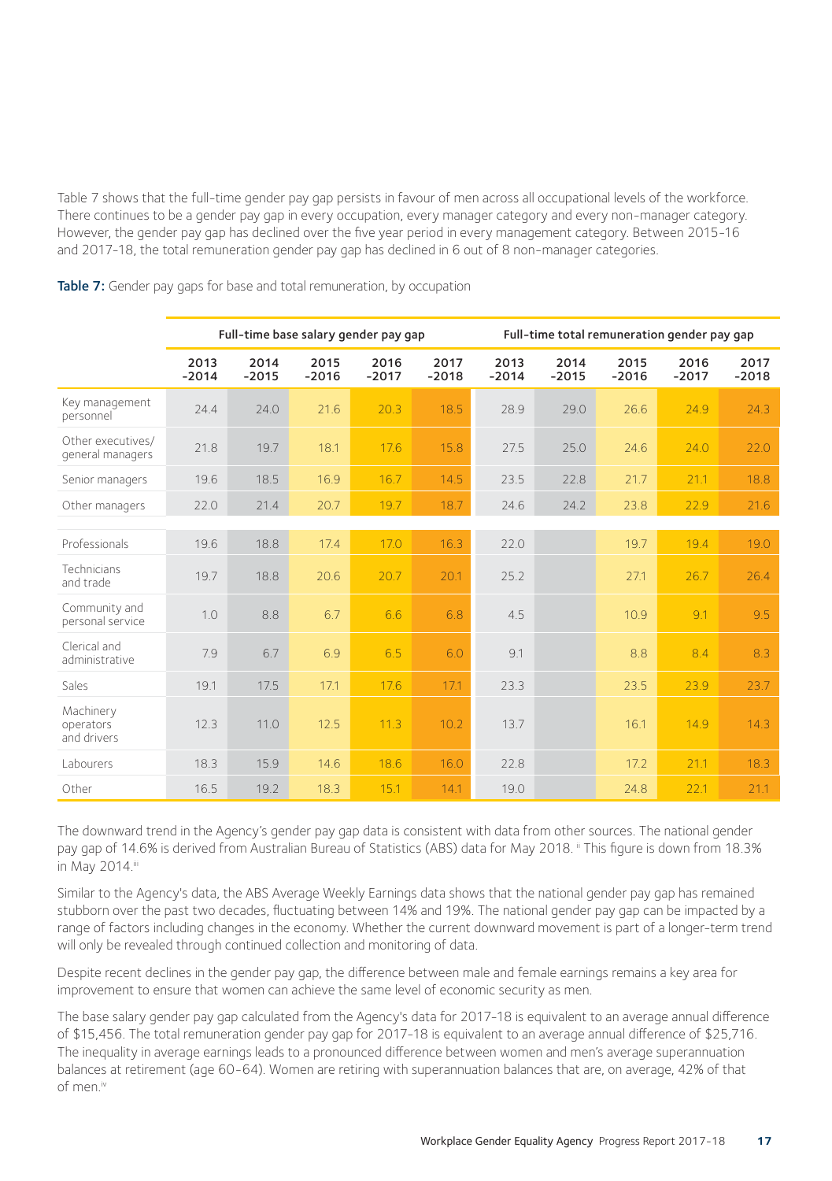Table 7 shows that the full-time gender pay gap persists in favour of men across all occupational levels of the workforce. There continues to be a gender pay gap in every occupation, every manager category and every non-manager category. However, the gender pay gap has declined over the five year period in every management category. Between 2015-16 and 2017-18, the total remuneration gender pay gap has declined in 6 out of 8 non-manager categories.

**Table 7:** Gender pay gaps for base and total remuneration, by occupation

| | Full-time base salary gender pay gap | | | | | Full-time total remuneration gender pay gap | | | | |
|---|---|---|---|---|---|---|---|---|---|---|
| | 2013-2014 | 2014-2015 | 2015-2016 | 2016-2017 | 2017-2018 | 2013-2014 | 2014-2015 | 2015-2016 | 2016-2017 | 2017-2018 |
| Key management personnel | 24.4 | 24.0 | 21.6 | 20.3 | 18.5 | 28.9 | 29.0 | 26.6 | 24.9 | 24.3 |
| Other executives/ general managers | 21.8 | 19.7 | 18.1 | 17.6 | 15.8 | 27.5 | 25.0 | 24.6 | 24.0 | 22.0 |
| Senior managers | 19.6 | 18.5 | 16.9 | 16.7 | 14.5 | 23.5 | 22.8 | 21.7 | 21.1 | 18.8 |
| Other managers | 22.0 | 21.4 | 20.7 | 19.7 | 18.7 | 24.6 | 24.2 | 23.8 | 22.9 | 21.6 |
| Professionals | 19.6 | 18.8 | 17.4 | 17.0 | 16.3 | 22.0 | | 19.7 | 19.4 | 19.0 |
| Technicians and trade | 19.7 | 18.8 | 20.6 | 20.7 | 20.1 | 25.2 | | 27.1 | 26.7 | 26.4 |
| Community and personal service | 1.0 | 8.8 | 6.7 | 6.6 | 6.8 | 4.5 | | 10.9 | 9.1 | 9.5 |
| Clerical and administrative | 7.9 | 6.7 | 6.9 | 6.5 | 6.0 | 9.1 | | 8.8 | 8.4 | 8.3 |
| Sales | 19.1 | 17.5 | 17.1 | 17.6 | 17.1 | 23.3 | | 23.5 | 23.9 | 23.7 |
| Machinery operators and drivers | 12.3 | 11.0 | 12.5 | 11.3 | 10.2 | 13.7 | | 16.1 | 14.9 | 14.3 |
| Labourers | 18.3 | 15.9 | 14.6 | 18.6 | 16.0 | 22.8 | | 17.2 | 21.1 | 18.3 |
| Other | 16.5 | 19.2 | 18.3 | 15.1 | 14.1 | 19.0 | | 24.8 | 22.1 | 21.1 |

The downward trend in the Agency's gender pay gap data is consistent with data from other sources. The national gender pay gap of 14.6% is derived from Australian Bureau of Statistics (ABS) data for May 2018.[ii] This figure is down from 18.3% in May 2014.[iii]

Similar to the Agency's data, the ABS Average Weekly Earnings data shows that the national gender pay gap has remained stubborn over the past two decades, fluctuating between 14% and 19%. The national gender pay gap can be impacted by a range of factors including changes in the economy. Whether the current downward movement is part of a longer-term trend will only be revealed through continued collection and monitoring of data.

Despite recent declines in the gender pay gap, the difference between male and female earnings remains a key area for improvement to ensure that women can achieve the same level of economic security as men.

The base salary gender pay gap calculated from the Agency's data for 2017-18 is equivalent to an average annual difference of $15,456. The total remuneration gender pay gap for 2017-18 is equivalent to an average annual difference of $25,716. The inequality in average earnings leads to a pronounced difference between women and men's average superannuation balances at retirement (age 60-64). Women are retiring with superannuation balances that are, on average, 42% of that of men.[iv]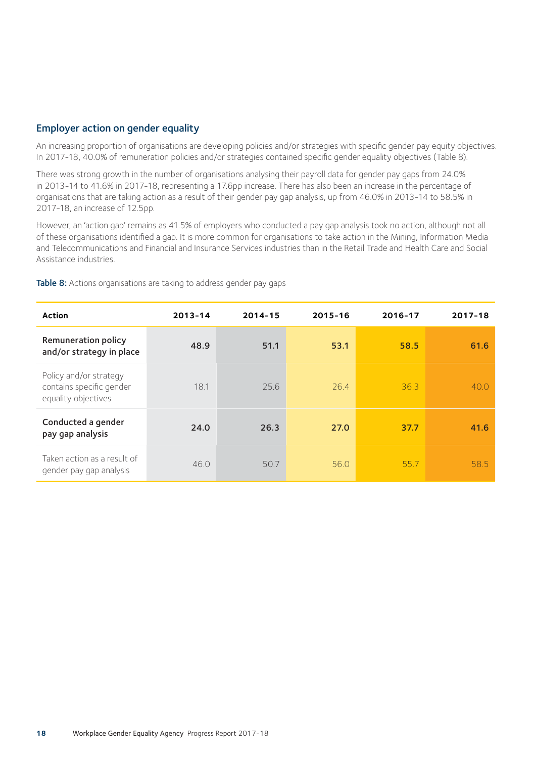## Employer action on gender equality

An increasing proportion of organisations are developing policies and/or strategies with specific gender pay equity objectives. In 2017-18, 40.0% of remuneration policies and/or strategies contained specific gender equality objectives (Table 8).

There was strong growth in the number of organisations analysing their payroll data for gender pay gaps from 24.0% in 2013-14 to 41.6% in 2017-18, representing a 17.6pp increase. There has also been an increase in the percentage of organisations that are taking action as a result of their gender pay gap analysis, up from 46.0% in 2013-14 to 58.5% in 2017-18, an increase of 12.5pp.

However, an 'action gap' remains as 41.5% of employers who conducted a pay gap analysis took no action, although not all of these organisations identified a gap. It is more common for organisations to take action in the Mining, Information Media and Telecommunications and Financial and Insurance Services industries than in the Retail Trade and Health Care and Social Assistance industries.

**Table 8:** Actions organisations are taking to address gender pay gaps

| Action | 2013-14 | 2014-15 | 2015-16 | 2016-17 | 2017-18 |
|---|---|---|---|---|---|
| **Remuneration policy and/or strategy in place** | **48.9** | **51.1** | **53.1** | **58.5** | **61.6** |
| Policy and/or strategy contains specific gender equality objectives | 18.1 | 25.6 | 26.4 | 36.3 | 40.0 |
| **Conducted a gender pay gap analysis** | **24.0** | **26.3** | **27.0** | **37.7** | **41.6** |
| Taken action as a result of gender pay gap analysis | 46.0 | 50.7 | 56.0 | 55.7 | 58.5 |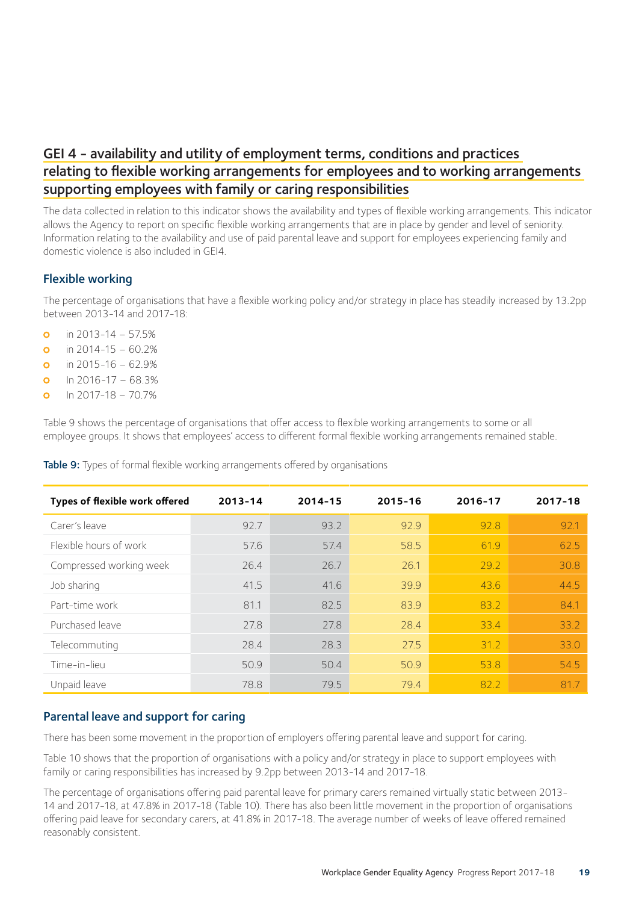## GEI 4 - availability and utility of employment terms, conditions and practices relating to flexible working arrangements for employees and to working arrangements supporting employees with family or caring responsibilities

The data collected in relation to this indicator shows the availability and types of flexible working arrangements. This indicator allows the Agency to report on specific flexible working arrangements that are in place by gender and level of seniority. Information relating to the availability and use of paid parental leave and support for employees experiencing family and domestic violence is also included in GEI4.

### Flexible working

The percentage of organisations that have a flexible working policy and/or strategy in place has steadily increased by 13.2pp between 2013-14 and 2017-18:

- in 2013-14 – 57.5%
- in 2014-15 – 60.2%
- in 2015-16 – 62.9%
- In 2016-17 – 68.3%
- In 2017-18 – 70.7%

Table 9 shows the percentage of organisations that offer access to flexible working arrangements to some or all employee groups. It shows that employees' access to different formal flexible working arrangements remained stable.

**Table 9:** Types of formal flexible working arrangements offered by organisations

| Types of flexible work offered | 2013-14 | 2014-15 | 2015-16 | 2016-17 | 2017-18 |
|---|---|---|---|---|---|
| Carer's leave | 92.7 | 93.2 | 92.9 | 92.8 | 92.1 |
| Flexible hours of work | 57.6 | 57.4 | 58.5 | 61.9 | 62.5 |
| Compressed working week | 26.4 | 26.7 | 26.1 | 29.2 | 30.8 |
| Job sharing | 41.5 | 41.6 | 39.9 | 43.6 | 44.5 |
| Part-time work | 81.1 | 82.5 | 83.9 | 83.2 | 84.1 |
| Purchased leave | 27.8 | 27.8 | 28.4 | 33.4 | 33.2 |
| Telecommuting | 28.4 | 28.3 | 27.5 | 31.2 | 33.0 |
| Time-in-lieu | 50.9 | 50.4 | 50.9 | 53.8 | 54.5 |
| Unpaid leave | 78.8 | 79.5 | 79.4 | 82.2 | 81.7 |

### Parental leave and support for caring

There has been some movement in the proportion of employers offering parental leave and support for caring.

Table 10 shows that the proportion of organisations with a policy and/or strategy in place to support employees with family or caring responsibilities has increased by 9.2pp between 2013-14 and 2017-18.

The percentage of organisations offering paid parental leave for primary carers remained virtually static between 2013-14 and 2017-18, at 47.8% in 2017-18 (Table 10). There has also been little movement in the proportion of organisations offering paid leave for secondary carers, at 41.8% in 2017-18. The average number of weeks of leave offered remained reasonably consistent.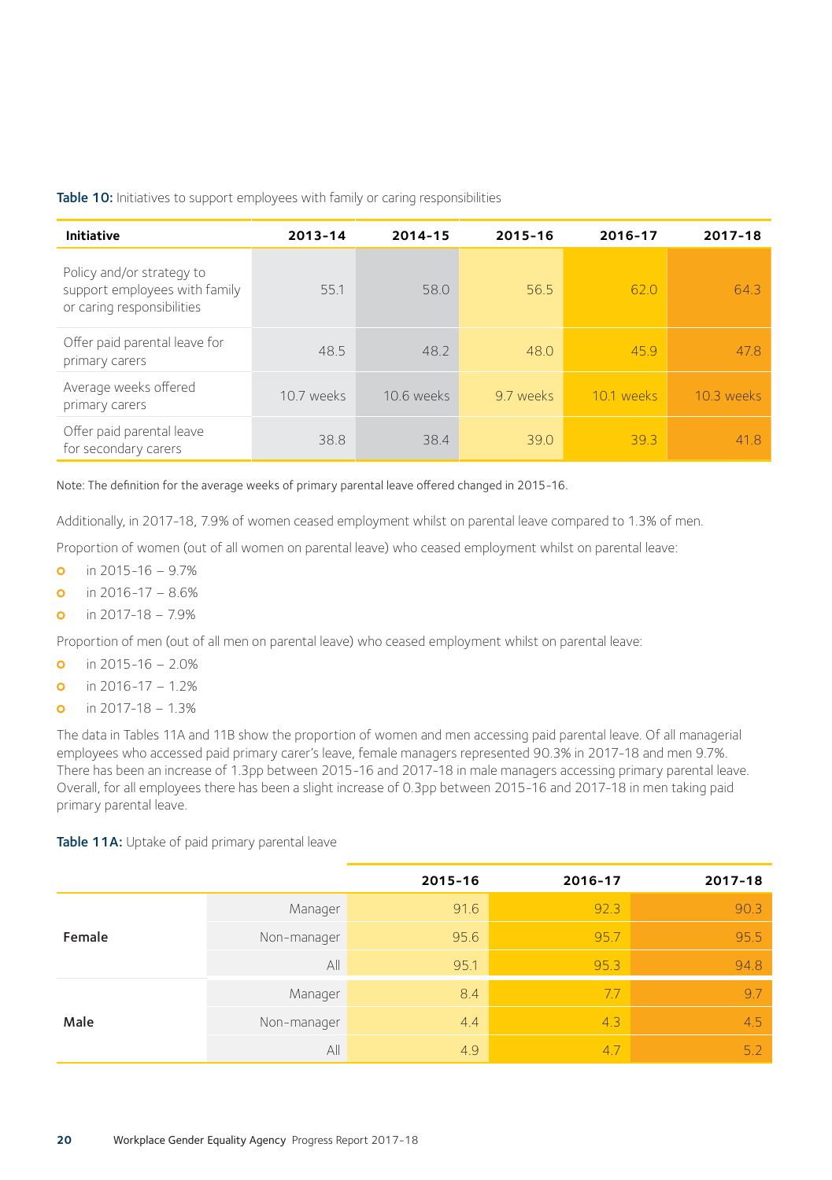**Table 10:** Initiatives to support employees with family or caring responsibilities

| Initiative | 2013-14 | 2014-15 | 2015-16 | 2016-17 | 2017-18 |
|---|---|---|---|---|---|
| Policy and/or strategy to support employees with family or caring responsibilities | 55.1 | 58.0 | 56.5 | 62.0 | 64.3 |
| Offer paid parental leave for primary carers | 48.5 | 48.2 | 48.0 | 45.9 | 47.8 |
| Average weeks offered primary carers | 10.7 weeks | 10.6 weeks | 9.7 weeks | 10.1 weeks | 10.3 weeks |
| Offer paid parental leave for secondary carers | 38.8 | 38.4 | 39.0 | 39.3 | 41.8 |

Note: The definition for the average weeks of primary parental leave offered changed in 2015-16.

Additionally, in 2017-18, 7.9% of women ceased employment whilst on parental leave compared to 1.3% of men.

Proportion of women (out of all women on parental leave) who ceased employment whilst on parental leave:

- in 2015-16 – 9.7%
- in 2016-17 – 8.6%
- in 2017-18 – 7.9%

Proportion of men (out of all men on parental leave) who ceased employment whilst on parental leave:

- in 2015-16 – 2.0%
- in 2016-17 – 1.2%
- in 2017-18 – 1.3%

The data in Tables 11A and 11B show the proportion of women and men accessing paid parental leave. Of all managerial employees who accessed paid primary carer's leave, female managers represented 90.3% in 2017-18 and men 9.7%. There has been an increase of 1.3pp between 2015-16 and 2017-18 in male managers accessing primary parental leave. Overall, for all employees there has been a slight increase of 0.3pp between 2015-16 and 2017-18 in men taking paid primary parental leave.

**Table 11A:** Uptake of paid primary parental leave

| | | 2015-16 | 2016-17 | 2017-18 |
|---|---|---|---|---|
| Female | Manager | 91.6 | 92.3 | 90.3 |
| | Non-manager | 95.6 | 95.7 | 95.5 |
| | All | 95.1 | 95.3 | 94.8 |
| Male | Manager | 8.4 | 7.7 | 9.7 |
| | Non-manager | 4.4 | 4.3 | 4.5 |
| | All | 4.9 | 4.7 | 5.2 |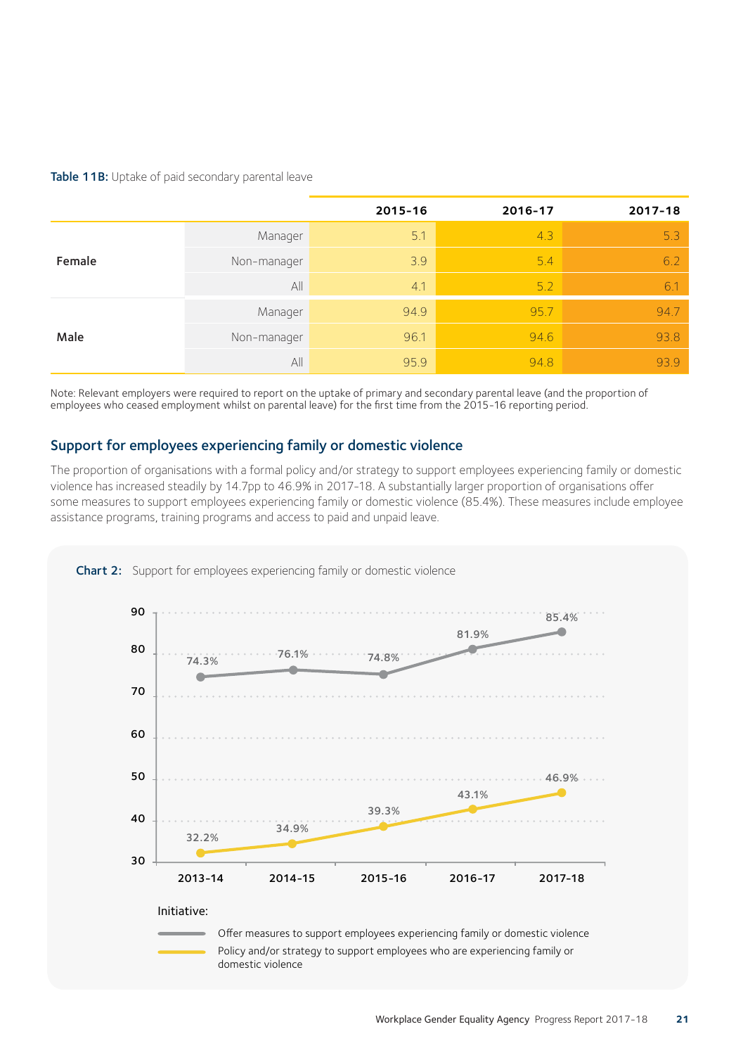**Table 11B:** Uptake of paid secondary parental leave

| | | 2015-16 | 2016-17 | 2017-18 |
|---|---|---|---|---|
| Female | Manager | 5.1 | 4.3 | 5.3 |
| | Non-manager | 3.9 | 5.4 | 6.2 |
| | All | 4.1 | 5.2 | 6.1 |
| Male | Manager | 94.9 | 95.7 | 94.7 |
| | Non-manager | 96.1 | 94.6 | 93.8 |
| | All | 95.9 | 94.8 | 93.9 |

Note: Relevant employers were required to report on the uptake of primary and secondary parental leave (and the proportion of employees who ceased employment whilst on parental leave) for the first time from the 2015-16 reporting period.

## Support for employees experiencing family or domestic violence

The proportion of organisations with a formal policy and/or strategy to support employees experiencing family or domestic violence has increased steadily by 14.7pp to 46.9% in 2017-18. A substantially larger proportion of organisations offer some measures to support employees experiencing family or domestic violence (85.4%). These measures include employee assistance programs, training programs and access to paid and unpaid leave.

**Chart 2:** Support for employees experiencing family or domestic violence

| Initiative | 2013-14 | 2014-15 | 2015-16 | 2016-17 | 2017-18 |
|---|---|---|---|---|---|
| Offer measures to support employees experiencing family or domestic violence | 74.3% | 76.1% | 74.8% | 81.9% | 85.4% |
| Policy and/or strategy to support employees who are experiencing family or domestic violence | 32.2% | 34.9% | 39.3% | 43.1% | 46.9% |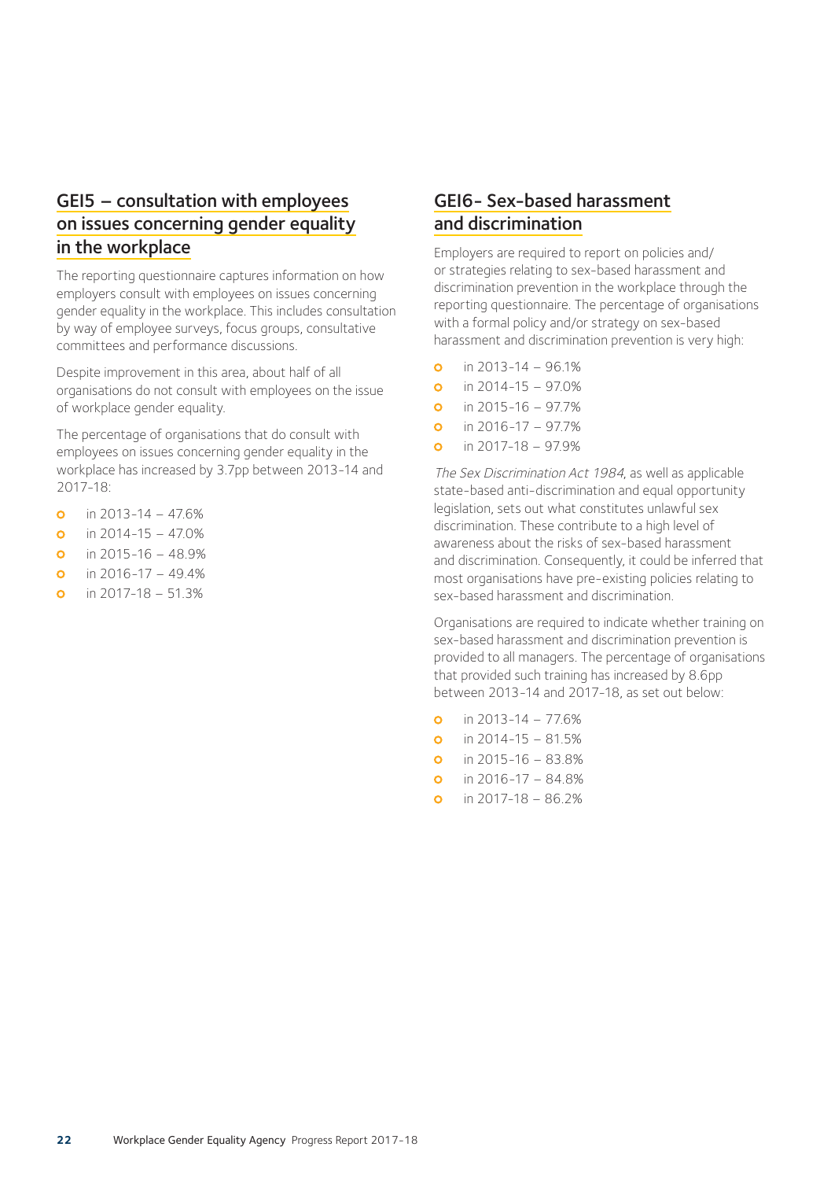## GEI5 – consultation with employees on issues concerning gender equality in the workplace

The reporting questionnaire captures information on how employers consult with employees on issues concerning gender equality in the workplace. This includes consultation by way of employee surveys, focus groups, consultative committees and performance discussions.

Despite improvement in this area, about half of all organisations do not consult with employees on the issue of workplace gender equality.

The percentage of organisations that do consult with employees on issues concerning gender equality in the workplace has increased by 3.7pp between 2013-14 and 2017-18:

- in 2013-14 – 47.6%
- in 2014-15 – 47.0%
- in 2015-16 – 48.9%
- in 2016-17 – 49.4%
- in 2017-18 – 51.3%

## GEI6- Sex-based harassment and discrimination

Employers are required to report on policies and/or strategies relating to sex-based harassment and discrimination prevention in the workplace through the reporting questionnaire. The percentage of organisations with a formal policy and/or strategy on sex-based harassment and discrimination prevention is very high:

- in 2013-14 – 96.1%
- in 2014-15 – 97.0%
- in 2015-16 – 97.7%
- in 2016-17 – 97.7%
- in 2017-18 – 97.9%

*The Sex Discrimination Act 1984*, as well as applicable state-based anti-discrimination and equal opportunity legislation, sets out what constitutes unlawful sex discrimination. These contribute to a high level of awareness about the risks of sex-based harassment and discrimination. Consequently, it could be inferred that most organisations have pre-existing policies relating to sex-based harassment and discrimination.

Organisations are required to indicate whether training on sex-based harassment and discrimination prevention is provided to all managers. The percentage of organisations that provided such training has increased by 8.6pp between 2013-14 and 2017-18, as set out below:

- in 2013-14 – 77.6%
- in 2014-15 – 81.5%
- in 2015-16 – 83.8%
- in 2016-17 – 84.8%
- in 2017-18 – 86.2%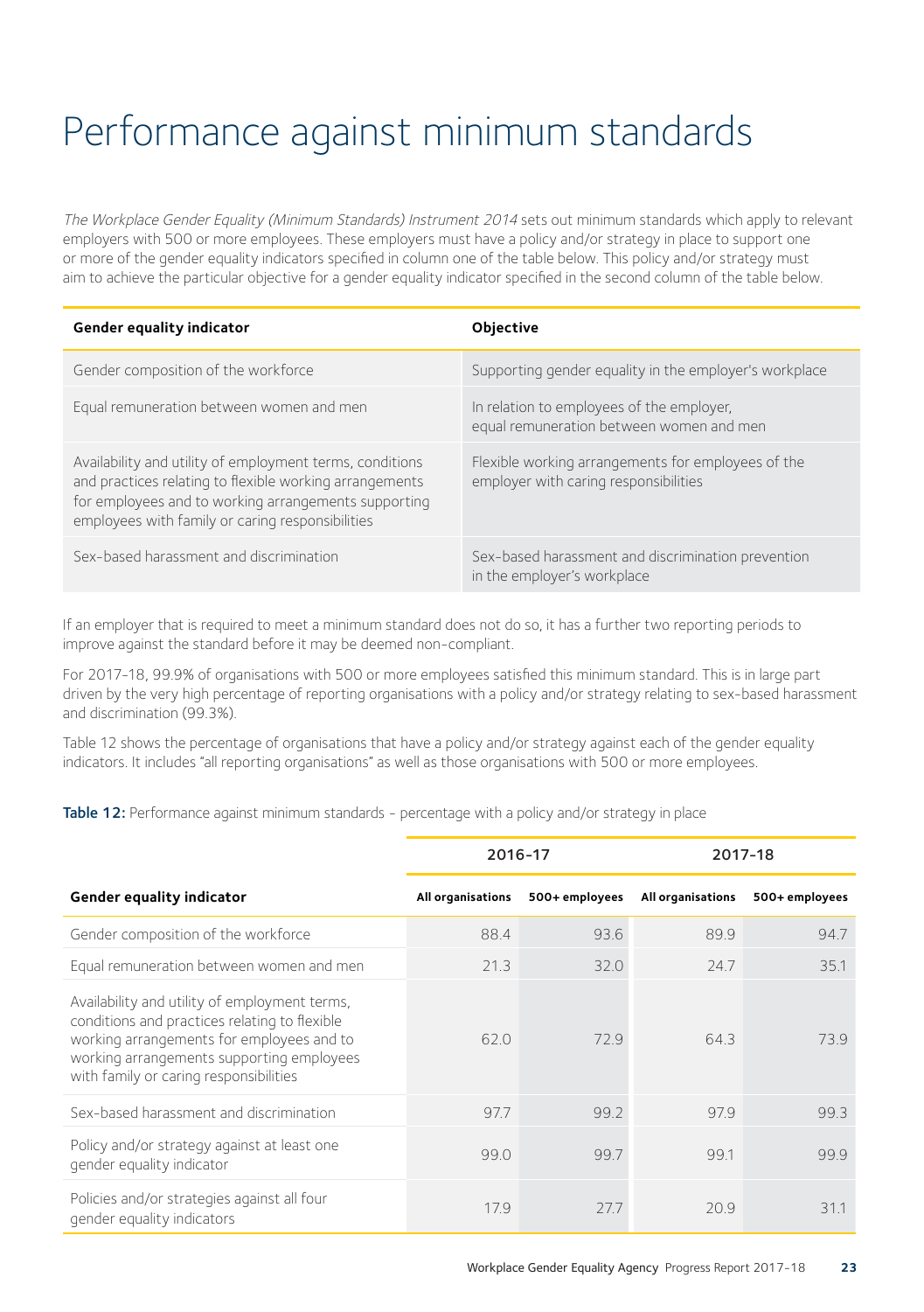# Performance against minimum standards

*The Workplace Gender Equality (Minimum Standards) Instrument 2014* sets out minimum standards which apply to relevant employers with 500 or more employees. These employers must have a policy and/or strategy in place to support one or more of the gender equality indicators specified in column one of the table below. This policy and/or strategy must aim to achieve the particular objective for a gender equality indicator specified in the second column of the table below.

| Gender equality indicator | Objective |
|---|---|
| Gender composition of the workforce | Supporting gender equality in the employer's workplace |
| Equal remuneration between women and men | In relation to employees of the employer, equal remuneration between women and men |
| Availability and utility of employment terms, conditions and practices relating to flexible working arrangements for employees and to working arrangements supporting employees with family or caring responsibilities | Flexible working arrangements for employees of the employer with caring responsibilities |
| Sex-based harassment and discrimination | Sex-based harassment and discrimination prevention in the employer's workplace |

If an employer that is required to meet a minimum standard does not do so, it has a further two reporting periods to improve against the standard before it may be deemed non-compliant.

For 2017-18, 99.9% of organisations with 500 or more employees satisfied this minimum standard. This is in large part driven by the very high percentage of reporting organisations with a policy and/or strategy relating to sex-based harassment and discrimination (99.3%).

Table 12 shows the percentage of organisations that have a policy and/or strategy against each of the gender equality indicators. It includes "all reporting organisations" as well as those organisations with 500 or more employees.

**Table 12:** Performance against minimum standards – percentage with a policy and/or strategy in place

| | 2016-17 | | 2017-18 | |
|---|---|---|---|---|
| **Gender equality indicator** | **All organisations** | **500+ employees** | **All organisations** | **500+ employees** |
| Gender composition of the workforce | 88.4 | 93.6 | 89.9 | 94.7 |
| Equal remuneration between women and men | 21.3 | 32.0 | 24.7 | 35.1 |
| Availability and utility of employment terms, conditions and practices relating to flexible working arrangements for employees and to working arrangements supporting employees with family or caring responsibilities | 62.0 | 72.9 | 64.3 | 73.9 |
| Sex-based harassment and discrimination | 97.7 | 99.2 | 97.9 | 99.3 |
| Policy and/or strategy against at least one gender equality indicator | 99.0 | 99.7 | 99.1 | 99.9 |
| Policies and/or strategies against all four gender equality indicators | 17.9 | 27.7 | 20.9 | 31.1 |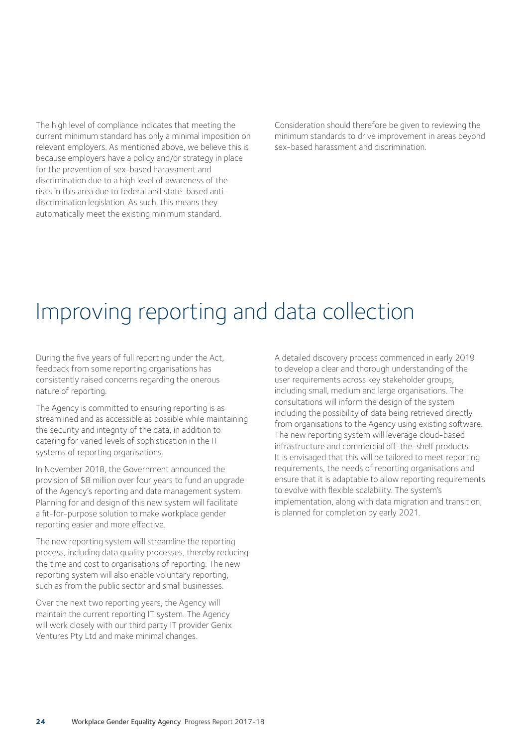The high level of compliance indicates that meeting the current minimum standard has only a minimal imposition on relevant employers. As mentioned above, we believe this is because employers have a policy and/or strategy in place for the prevention of sex-based harassment and discrimination due to a high level of awareness of the risks in this area due to federal and state-based anti-discrimination legislation. As such, this means they automatically meet the existing minimum standard.

Consideration should therefore be given to reviewing the minimum standards to drive improvement in areas beyond sex-based harassment and discrimination.

# Improving reporting and data collection

During the five years of full reporting under the Act, feedback from some reporting organisations has consistently raised concerns regarding the onerous nature of reporting.

The Agency is committed to ensuring reporting is as streamlined and as accessible as possible while maintaining the security and integrity of the data, in addition to catering for varied levels of sophistication in the IT systems of reporting organisations.

In November 2018, the Government announced the provision of $8 million over four years to fund an upgrade of the Agency's reporting and data management system. Planning for and design of this new system will facilitate a fit-for-purpose solution to make workplace gender reporting easier and more effective.

The new reporting system will streamline the reporting process, including data quality processes, thereby reducing the time and cost to organisations of reporting. The new reporting system will also enable voluntary reporting, such as from the public sector and small businesses.

Over the next two reporting years, the Agency will maintain the current reporting IT system. The Agency will work closely with our third party IT provider Genix Ventures Pty Ltd and make minimal changes.

A detailed discovery process commenced in early 2019 to develop a clear and thorough understanding of the user requirements across key stakeholder groups, including small, medium and large organisations. The consultations will inform the design of the system including the possibility of data being retrieved directly from organisations to the Agency using existing software. The new reporting system will leverage cloud-based infrastructure and commercial off-the-shelf products. It is envisaged that this will be tailored to meet reporting requirements, the needs of reporting organisations and ensure that it is adaptable to allow reporting requirements to evolve with flexible scalability. The system's implementation, along with data migration and transition, is planned for completion by early 2021.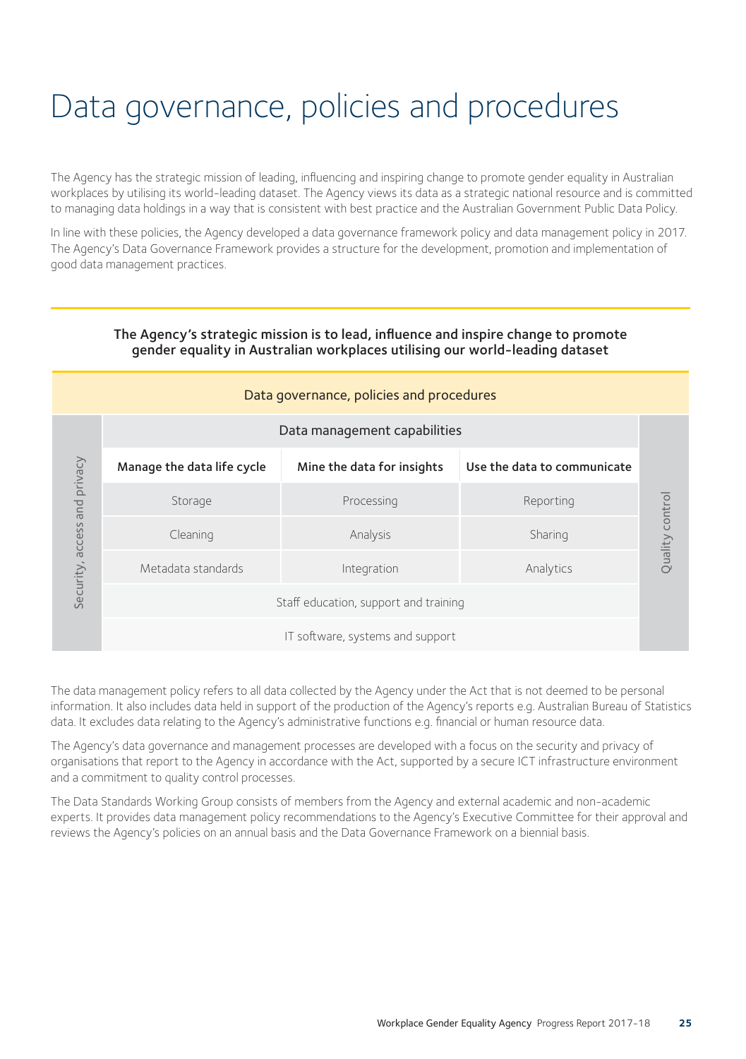# Data governance, policies and procedures

The Agency has the strategic mission of leading, influencing and inspiring change to promote gender equality in Australian workplaces by utilising its world-leading dataset. The Agency views its data as a strategic national resource and is committed to managing data holdings in a way that is consistent with best practice and the Australian Government Public Data Policy.

In line with these policies, the Agency developed a data governance framework policy and data management policy in 2017. The Agency's Data Governance Framework provides a structure for the development, promotion and implementation of good data management practices.

**The Agency's strategic mission is to lead, influence and inspire change to promote gender equality in Australian workplaces utilising our world-leading dataset**

| Data governance, policies and procedures | | | | |
|---|---|---|---|---|
| Security, access and privacy | Data management capabilities | | | Quality control |
| | **Manage the data life cycle** | **Mine the data for insights** | **Use the data to communicate** | |
| | Storage | Processing | Reporting | |
| | Cleaning | Analysis | Sharing | |
| | Metadata standards | Integration | Analytics | |
| | Staff education, support and training | | | |
| | IT software, systems and support | | | |

The data management policy refers to all data collected by the Agency under the Act that is not deemed to be personal information. It also includes data held in support of the production of the Agency's reports e.g. Australian Bureau of Statistics data. It excludes data relating to the Agency's administrative functions e.g. financial or human resource data.

The Agency's data governance and management processes are developed with a focus on the security and privacy of organisations that report to the Agency in accordance with the Act, supported by a secure ICT infrastructure environment and a commitment to quality control processes.

The Data Standards Working Group consists of members from the Agency and external academic and non-academic experts. It provides data management policy recommendations to the Agency's Executive Committee for their approval and reviews the Agency's policies on an annual basis and the Data Governance Framework on a biennial basis.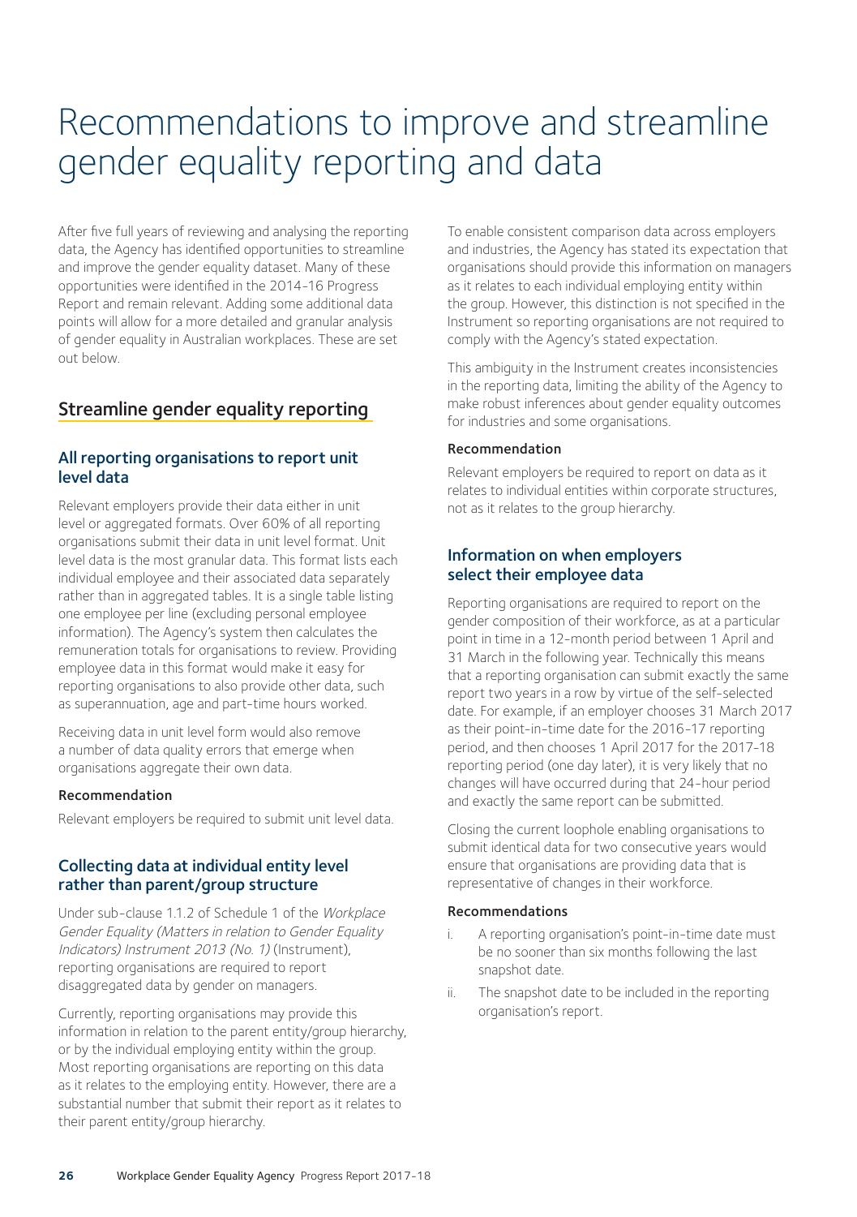# Recommendations to improve and streamline gender equality reporting and data

After five full years of reviewing and analysing the reporting data, the Agency has identified opportunities to streamline and improve the gender equality dataset. Many of these opportunities were identified in the 2014-16 Progress Report and remain relevant. Adding some additional data points will allow for a more detailed and granular analysis of gender equality in Australian workplaces. These are set out below.

## Streamline gender equality reporting

### All reporting organisations to report unit level data

Relevant employers provide their data either in unit level or aggregated formats. Over 60% of all reporting organisations submit their data in unit level format. Unit level data is the most granular data. This format lists each individual employee and their associated data separately rather than in aggregated tables. It is a single table listing one employee per line (excluding personal employee information). The Agency's system then calculates the remuneration totals for organisations to review. Providing employee data in this format would make it easy for reporting organisations to also provide other data, such as superannuation, age and part-time hours worked.

Receiving data in unit level form would also remove a number of data quality errors that emerge when organisations aggregate their own data.

**Recommendation**

Relevant employers be required to submit unit level data.

### Collecting data at individual entity level rather than parent/group structure

Under sub-clause 1.1.2 of Schedule 1 of the *Workplace Gender Equality (Matters in relation to Gender Equality Indicators) Instrument 2013 (No. 1)* (Instrument), reporting organisations are required to report disaggregated data by gender on managers.

Currently, reporting organisations may provide this information in relation to the parent entity/group hierarchy, or by the individual employing entity within the group. Most reporting organisations are reporting on this data as it relates to the employing entity. However, there are a substantial number that submit their report as it relates to their parent entity/group hierarchy.

To enable consistent comparison data across employers and industries, the Agency has stated its expectation that organisations should provide this information on managers as it relates to each individual employing entity within the group. However, this distinction is not specified in the Instrument so reporting organisations are not required to comply with the Agency's stated expectation.

This ambiguity in the Instrument creates inconsistencies in the reporting data, limiting the ability of the Agency to make robust inferences about gender equality outcomes for industries and some organisations.

**Recommendation**

Relevant employers be required to report on data as it relates to individual entities within corporate structures, not as it relates to the group hierarchy.

### Information on when employers select their employee data

Reporting organisations are required to report on the gender composition of their workforce, as at a particular point in time in a 12-month period between 1 April and 31 March in the following year. Technically this means that a reporting organisation can submit exactly the same report two years in a row by virtue of the self-selected date. For example, if an employer chooses 31 March 2017 as their point-in-time date for the 2016-17 reporting period, and then chooses 1 April 2017 for the 2017-18 reporting period (one day later), it is very likely that no changes will have occurred during that 24-hour period and exactly the same report can be submitted.

Closing the current loophole enabling organisations to submit identical data for two consecutive years would ensure that organisations are providing data that is representative of changes in their workforce.

**Recommendations**

i. A reporting organisation's point-in-time date must be no sooner than six months following the last snapshot date.

ii. The snapshot date to be included in the reporting organisation's report.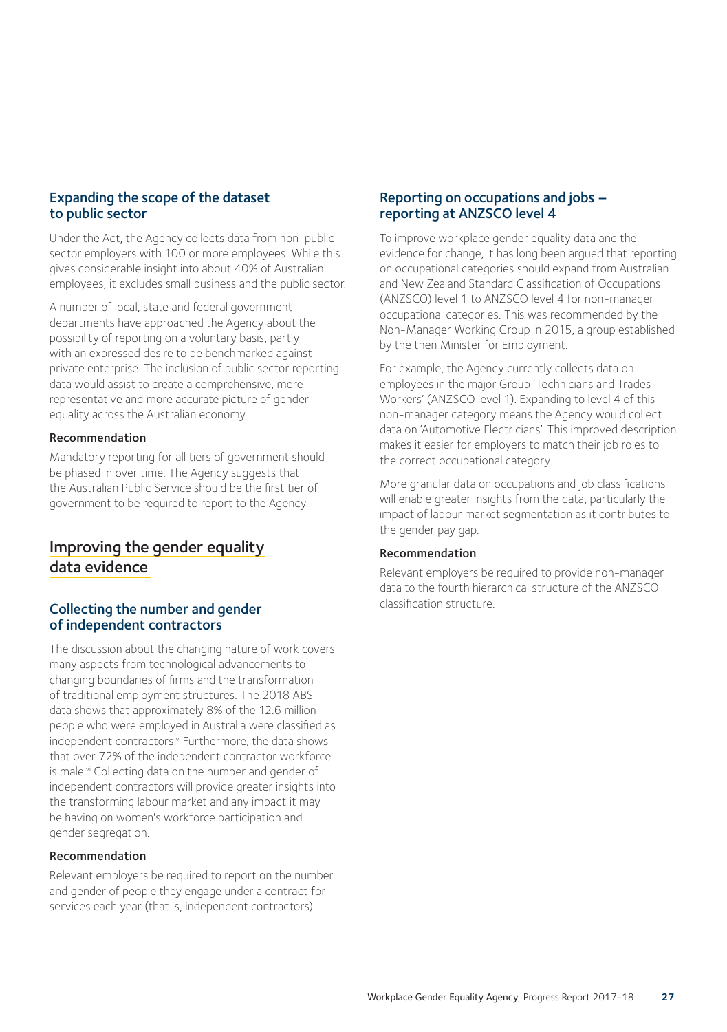### Expanding the scope of the dataset to public sector

Under the Act, the Agency collects data from non-public sector employers with 100 or more employees. While this gives considerable insight into about 40% of Australian employees, it excludes small business and the public sector.

A number of local, state and federal government departments have approached the Agency about the possibility of reporting on a voluntary basis, partly with an expressed desire to be benchmarked against private enterprise. The inclusion of public sector reporting data would assist to create a comprehensive, more representative and more accurate picture of gender equality across the Australian economy.

#### Recommendation

Mandatory reporting for all tiers of government should be phased in over time. The Agency suggests that the Australian Public Service should be the first tier of government to be required to report to the Agency.

## Improving the gender equality data evidence

### Collecting the number and gender of independent contractors

The discussion about the changing nature of work covers many aspects from technological advancements to changing boundaries of firms and the transformation of traditional employment structures. The 2018 ABS data shows that approximately 8% of the 12.6 million people who were employed in Australia were classified as independent contractors.[v] Furthermore, the data shows that over 72% of the independent contractor workforce is male.[vi] Collecting data on the number and gender of independent contractors will provide greater insights into the transforming labour market and any impact it may be having on women's workforce participation and gender segregation.

#### Recommendation

Relevant employers be required to report on the number and gender of people they engage under a contract for services each year (that is, independent contractors).

### Reporting on occupations and jobs – reporting at ANZSCO level 4

To improve workplace gender equality data and the evidence for change, it has long been argued that reporting on occupational categories should expand from Australian and New Zealand Standard Classification of Occupations (ANZSCO) level 1 to ANZSCO level 4 for non-manager occupational categories. This was recommended by the Non-Manager Working Group in 2015, a group established by the then Minister for Employment.

For example, the Agency currently collects data on employees in the major Group 'Technicians and Trades Workers' (ANZSCO level 1). Expanding to level 4 of this non-manager category means the Agency would collect data on 'Automotive Electricians'. This improved description makes it easier for employers to match their job roles to the correct occupational category.

More granular data on occupations and job classifications will enable greater insights from the data, particularly the impact of labour market segmentation as it contributes to the gender pay gap.

#### Recommendation

Relevant employers be required to provide non-manager data to the fourth hierarchical structure of the ANZSCO classification structure.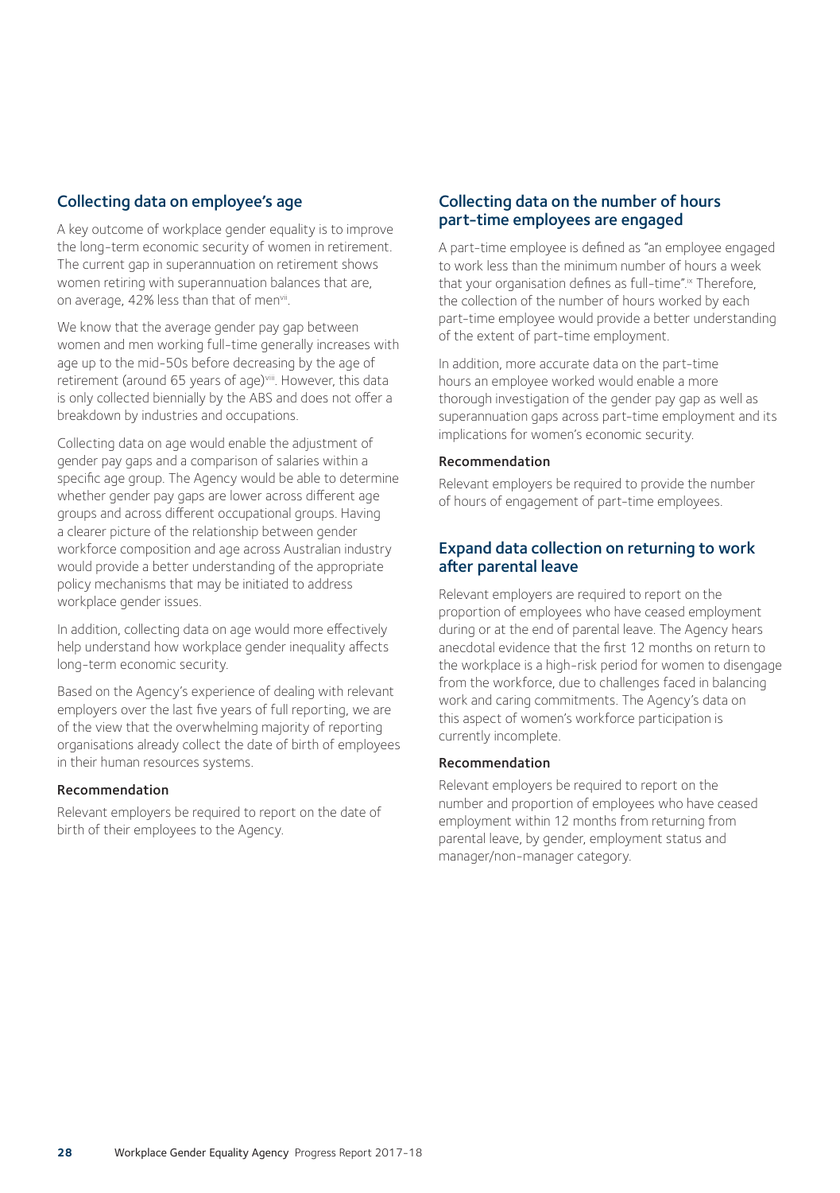## Collecting data on employee's age

A key outcome of workplace gender equality is to improve the long-term economic security of women in retirement. The current gap in superannuation on retirement shows women retiring with superannuation balances that are, on average, 42% less than that of men[vii].

We know that the average gender pay gap between women and men working full-time generally increases with age up to the mid-50s before decreasing by the age of retirement (around 65 years of age)[viii]. However, this data is only collected biennially by the ABS and does not offer a breakdown by industries and occupations.

Collecting data on age would enable the adjustment of gender pay gaps and a comparison of salaries within a specific age group. The Agency would be able to determine whether gender pay gaps are lower across different age groups and across different occupational groups. Having a clearer picture of the relationship between gender workforce composition and age across Australian industry would provide a better understanding of the appropriate policy mechanisms that may be initiated to address workplace gender issues.

In addition, collecting data on age would more effectively help understand how workplace gender inequality affects long-term economic security.

Based on the Agency's experience of dealing with relevant employers over the last five years of full reporting, we are of the view that the overwhelming majority of reporting organisations already collect the date of birth of employees in their human resources systems.

### Recommendation

Relevant employers be required to report on the date of birth of their employees to the Agency.

## Collecting data on the number of hours part-time employees are engaged

A part-time employee is defined as "an employee engaged to work less than the minimum number of hours a week that your organisation defines as full-time".[ix] Therefore, the collection of the number of hours worked by each part-time employee would provide a better understanding of the extent of part-time employment.

In addition, more accurate data on the part-time hours an employee worked would enable a more thorough investigation of the gender pay gap as well as superannuation gaps across part-time employment and its implications for women's economic security.

### Recommendation

Relevant employers be required to provide the number of hours of engagement of part-time employees.

## Expand data collection on returning to work after parental leave

Relevant employers are required to report on the proportion of employees who have ceased employment during or at the end of parental leave. The Agency hears anecdotal evidence that the first 12 months on return to the workplace is a high-risk period for women to disengage from the workforce, due to challenges faced in balancing work and caring commitments. The Agency's data on this aspect of women's workforce participation is currently incomplete.

### Recommendation

Relevant employers be required to report on the number and proportion of employees who have ceased employment within 12 months from returning from parental leave, by gender, employment status and manager/non-manager category.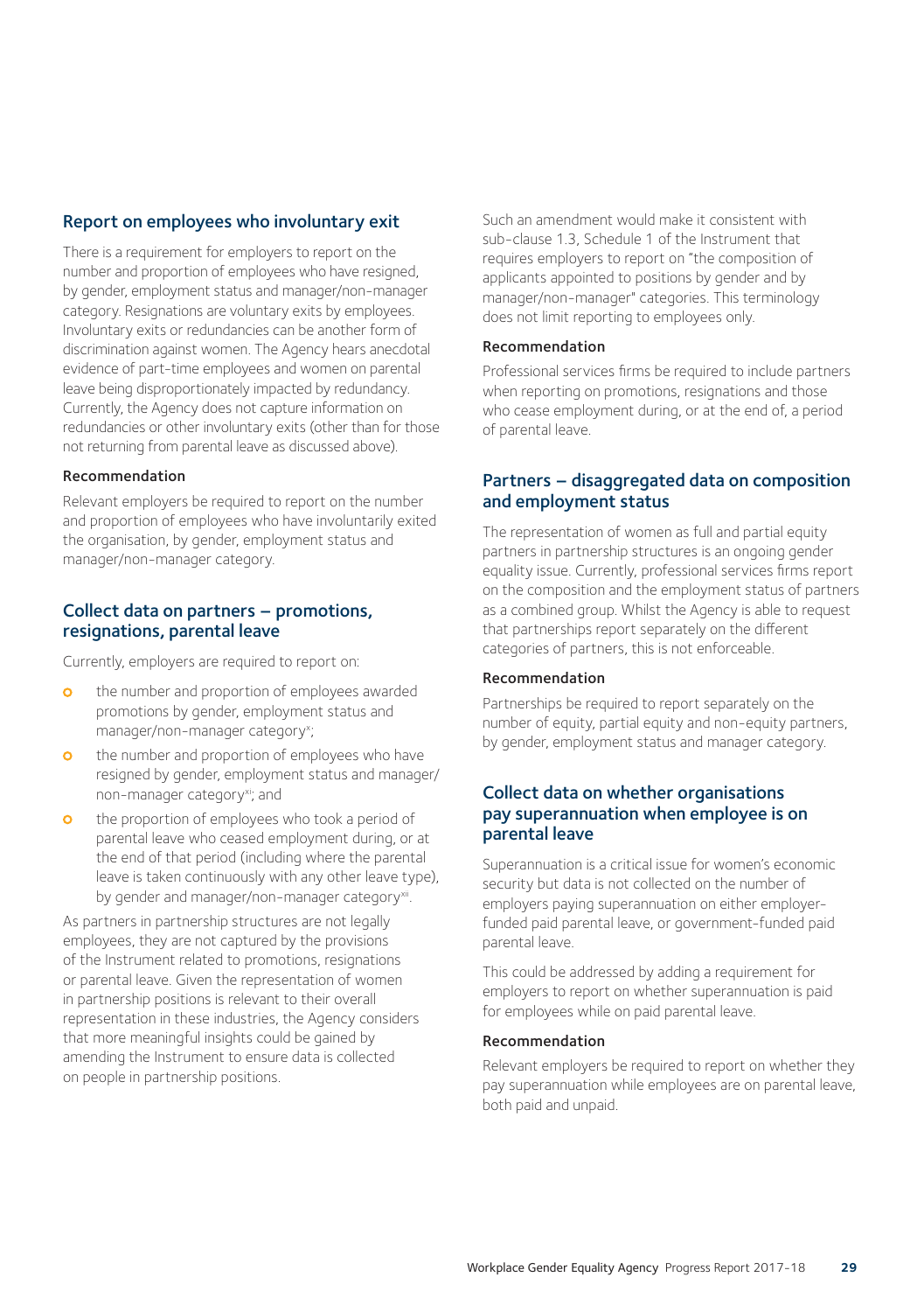## Report on employees who involuntary exit

There is a requirement for employers to report on the number and proportion of employees who have resigned, by gender, employment status and manager/non-manager category. Resignations are voluntary exits by employees. Involuntary exits or redundancies can be another form of discrimination against women. The Agency hears anecdotal evidence of part-time employees and women on parental leave being disproportionately impacted by redundancy. Currently, the Agency does not capture information on redundancies or other involuntary exits (other than for those not returning from parental leave as discussed above).

#### Recommendation

Relevant employers be required to report on the number and proportion of employees who have involuntarily exited the organisation, by gender, employment status and manager/non-manager category.

## Collect data on partners – promotions, resignations, parental leave

Currently, employers are required to report on:

- the number and proportion of employees awarded promotions by gender, employment status and manager/non-manager category[x];
- the number and proportion of employees who have resigned by gender, employment status and manager/non-manager category[xi]; and
- the proportion of employees who took a period of parental leave who ceased employment during, or at the end of that period (including where the parental leave is taken continuously with any other leave type), by gender and manager/non-manager category[xii].

As partners in partnership structures are not legally employees, they are not captured by the provisions of the Instrument related to promotions, resignations or parental leave. Given the representation of women in partnership positions is relevant to their overall representation in these industries, the Agency considers that more meaningful insights could be gained by amending the Instrument to ensure data is collected on people in partnership positions.

Such an amendment would make it consistent with sub-clause 1.3, Schedule 1 of the Instrument that requires employers to report on "the composition of applicants appointed to positions by gender and by manager/non-manager" categories. This terminology does not limit reporting to employees only.

#### Recommendation

Professional services firms be required to include partners when reporting on promotions, resignations and those who cease employment during, or at the end of, a period of parental leave.

## Partners – disaggregated data on composition and employment status

The representation of women as full and partial equity partners in partnership structures is an ongoing gender equality issue. Currently, professional services firms report on the composition and the employment status of partners as a combined group. Whilst the Agency is able to request that partnerships report separately on the different categories of partners, this is not enforceable.

#### Recommendation

Partnerships be required to report separately on the number of equity, partial equity and non-equity partners, by gender, employment status and manager category.

## Collect data on whether organisations pay superannuation when employee is on parental leave

Superannuation is a critical issue for women's economic security but data is not collected on the number of employers paying superannuation on either employer-funded paid parental leave, or government-funded paid parental leave.

This could be addressed by adding a requirement for employers to report on whether superannuation is paid for employees while on paid parental leave.

#### Recommendation

Relevant employers be required to report on whether they pay superannuation while employees are on parental leave, both paid and unpaid.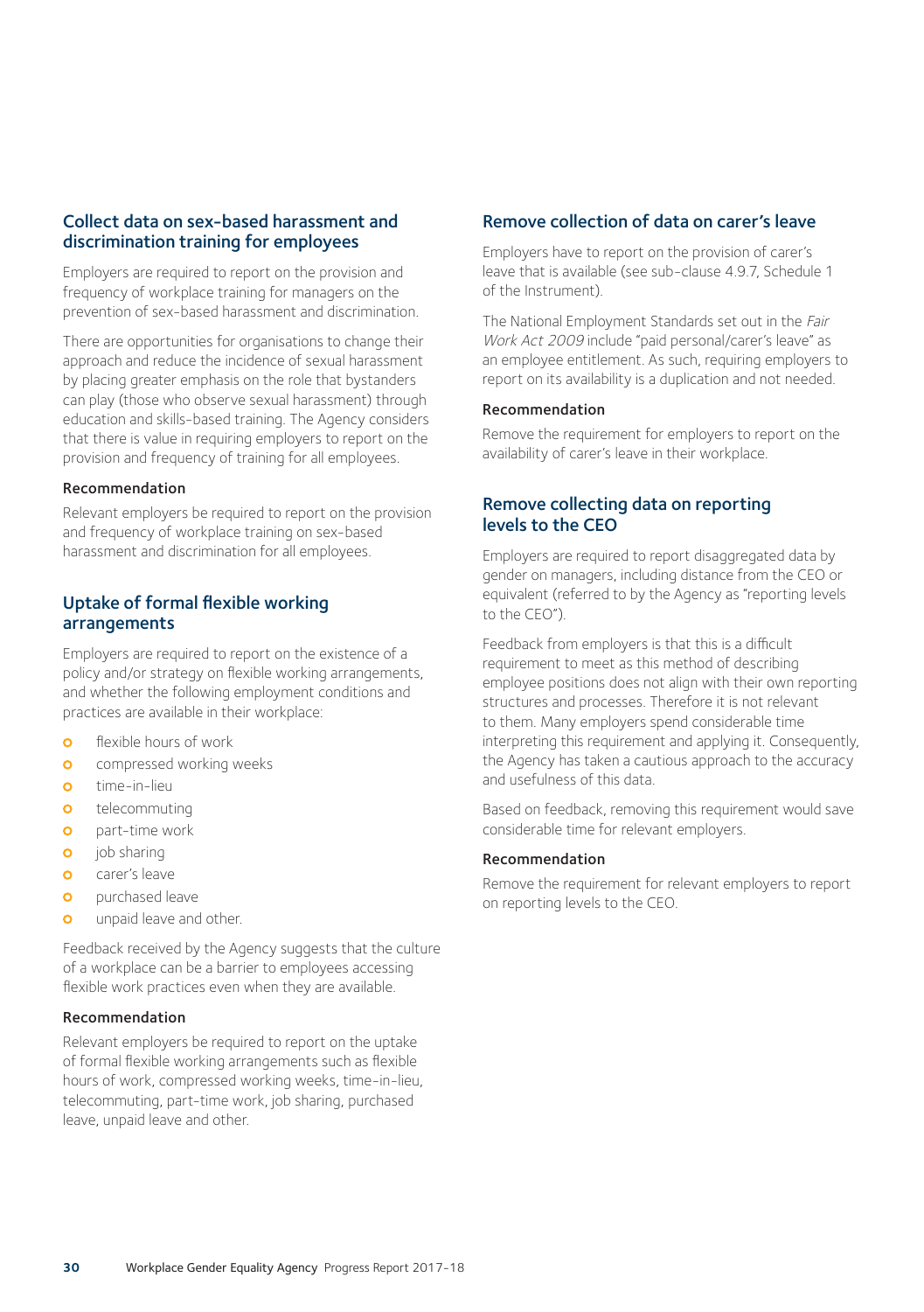## Collect data on sex-based harassment and discrimination training for employees

Employers are required to report on the provision and frequency of workplace training for managers on the prevention of sex-based harassment and discrimination.

There are opportunities for organisations to change their approach and reduce the incidence of sexual harassment by placing greater emphasis on the role that bystanders can play (those who observe sexual harassment) through education and skills-based training. The Agency considers that there is value in requiring employers to report on the provision and frequency of training for all employees.

#### Recommendation

Relevant employers be required to report on the provision and frequency of workplace training on sex-based harassment and discrimination for all employees.

## Uptake of formal flexible working arrangements

Employers are required to report on the existence of a policy and/or strategy on flexible working arrangements, and whether the following employment conditions and practices are available in their workplace:

- flexible hours of work
- compressed working weeks
- time-in-lieu
- telecommuting
- part-time work
- job sharing
- carer's leave
- purchased leave
- unpaid leave and other.

Feedback received by the Agency suggests that the culture of a workplace can be a barrier to employees accessing flexible work practices even when they are available.

#### Recommendation

Relevant employers be required to report on the uptake of formal flexible working arrangements such as flexible hours of work, compressed working weeks, time-in-lieu, telecommuting, part-time work, job sharing, purchased leave, unpaid leave and other.

## Remove collection of data on carer's leave

Employers have to report on the provision of carer's leave that is available (see sub-clause 4.9.7, Schedule 1 of the Instrument).

The National Employment Standards set out in the *Fair Work Act 2009* include "paid personal/carer's leave" as an employee entitlement. As such, requiring employers to report on its availability is a duplication and not needed.

#### Recommendation

Remove the requirement for employers to report on the availability of carer's leave in their workplace.

## Remove collecting data on reporting levels to the CEO

Employers are required to report disaggregated data by gender on managers, including distance from the CEO or equivalent (referred to by the Agency as "reporting levels to the CEO").

Feedback from employers is that this is a difficult requirement to meet as this method of describing employee positions does not align with their own reporting structures and processes. Therefore it is not relevant to them. Many employers spend considerable time interpreting this requirement and applying it. Consequently, the Agency has taken a cautious approach to the accuracy and usefulness of this data.

Based on feedback, removing this requirement would save considerable time for relevant employers.

#### Recommendation

Remove the requirement for relevant employers to report on reporting levels to the CEO.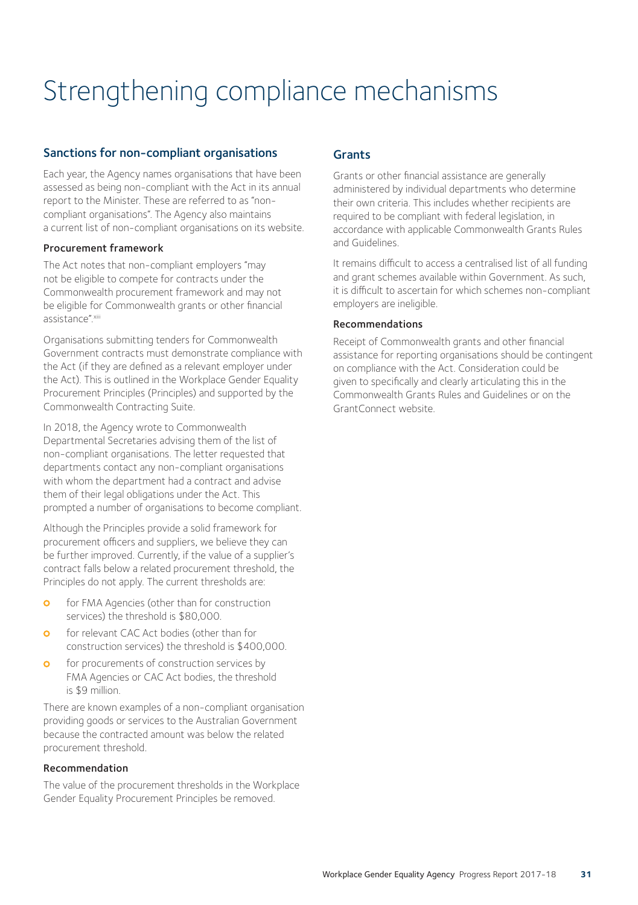# Strengthening compliance mechanisms

## Sanctions for non-compliant organisations

Each year, the Agency names organisations that have been assessed as being non-compliant with the Act in its annual report to the Minister. These are referred to as "non-compliant organisations". The Agency also maintains a current list of non-compliant organisations on its website.

### Procurement framework

The Act notes that non-compliant employers "may not be eligible to compete for contracts under the Commonwealth procurement framework and may not be eligible for Commonwealth grants or other financial assistance".[xiii]

Organisations submitting tenders for Commonwealth Government contracts must demonstrate compliance with the Act (if they are defined as a relevant employer under the Act). This is outlined in the Workplace Gender Equality Procurement Principles (Principles) and supported by the Commonwealth Contracting Suite.

In 2018, the Agency wrote to Commonwealth Departmental Secretaries advising them of the list of non-compliant organisations. The letter requested that departments contact any non-compliant organisations with whom the department had a contract and advise them of their legal obligations under the Act. This prompted a number of organisations to become compliant.

Although the Principles provide a solid framework for procurement officers and suppliers, we believe they can be further improved. Currently, if the value of a supplier's contract falls below a related procurement threshold, the Principles do not apply. The current thresholds are:

- for FMA Agencies (other than for construction services) the threshold is $80,000.
- for relevant CAC Act bodies (other than for construction services) the threshold is $400,000.
- for procurements of construction services by FMA Agencies or CAC Act bodies, the threshold is $9 million.

There are known examples of a non-compliant organisation providing goods or services to the Australian Government because the contracted amount was below the related procurement threshold.

### Recommendation

The value of the procurement thresholds in the Workplace Gender Equality Procurement Principles be removed.

## Grants

Grants or other financial assistance are generally administered by individual departments who determine their own criteria. This includes whether recipients are required to be compliant with federal legislation, in accordance with applicable Commonwealth Grants Rules and Guidelines.

It remains difficult to access a centralised list of all funding and grant schemes available within Government. As such, it is difficult to ascertain for which schemes non-compliant employers are ineligible.

### Recommendations

Receipt of Commonwealth grants and other financial assistance for reporting organisations should be contingent on compliance with the Act. Consideration could be given to specifically and clearly articulating this in the Commonwealth Grants Rules and Guidelines or on the GrantConnect website.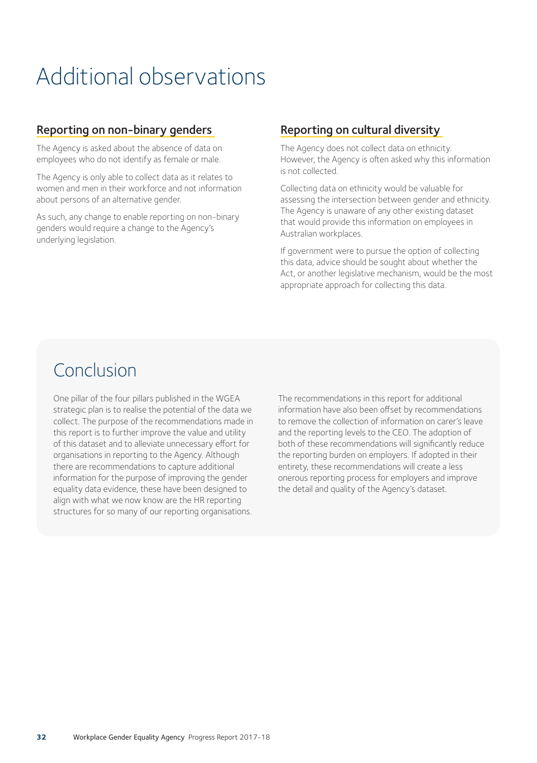# Additional observations

## Reporting on non-binary genders

The Agency is asked about the absence of data on employees who do not identify as female or male.

The Agency is only able to collect data as it relates to women and men in their workforce and not information about persons of an alternative gender.

As such, any change to enable reporting on non-binary genders would require a change to the Agency's underlying legislation.

## Reporting on cultural diversity

The Agency does not collect data on ethnicity. However, the Agency is often asked why this information is not collected.

Collecting data on ethnicity would be valuable for assessing the intersection between gender and ethnicity. The Agency is unaware of any other existing dataset that would provide this information on employees in Australian workplaces.

If government were to pursue the option of collecting this data, advice should be sought about whether the Act, or another legislative mechanism, would be the most appropriate approach for collecting this data.

# Conclusion

One pillar of the four pillars published in the WGEA strategic plan is to realise the potential of the data we collect. The purpose of the recommendations made in this report is to further improve the value and utility of this dataset and to alleviate unnecessary effort for organisations in reporting to the Agency. Although there are recommendations to capture additional information for the purpose of improving the gender equality data evidence, these have been designed to align with what we now know are the HR reporting structures for so many of our reporting organisations.

The recommendations in this report for additional information have also been offset by recommendations to remove the collection of information on carer's leave and the reporting levels to the CEO. The adoption of both of these recommendations will significantly reduce the reporting burden on employers. If adopted in their entirety, these recommendations will create a less onerous reporting process for employers and improve the detail and quality of the Agency's dataset.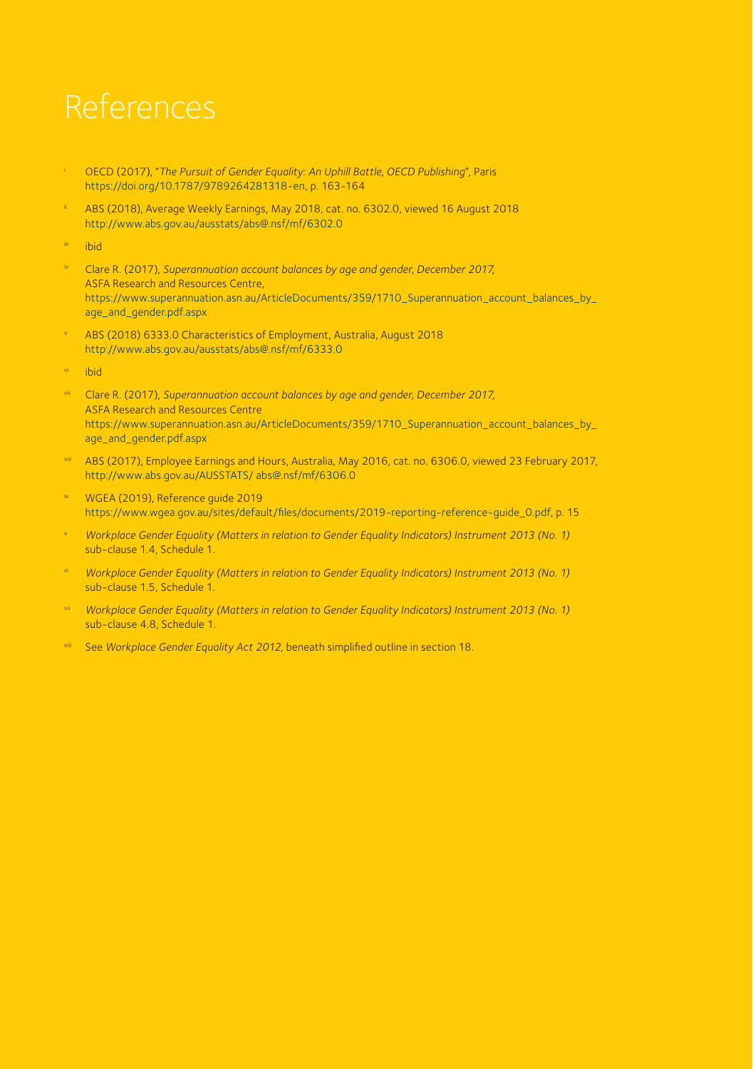# References

- [i] OECD (2017), "*The Pursuit of Gender Equality: An Uphill Battle, OECD Publishing*", Paris https://doi.org/10.1787/9789264281318-en, p. 163-164
- [ii] ABS (2018), Average Weekly Earnings, May 2018, cat. no. 6302.0, viewed 16 August 2018 http://www.abs.gov.au/ausstats/abs@.nsf/mf/6302.0
- [iii] ibid
- [iv] Clare R. (2017), *Superannuation account balances by age and gender, December 2017,* ASFA Research and Resources Centre, https://www.superannuation.asn.au/ArticleDocuments/359/1710_Superannuation_account_balances_by_age_and_gender.pdf.aspx
- [v] ABS (2018) 6333.0 Characteristics of Employment, Australia, August 2018 http://www.abs.gov.au/ausstats/abs@.nsf/mf/6333.0
- [vi] ibid
- [vii] Clare R. (2017), *Superannuation account balances by age and gender, December 2017,* ASFA Research and Resources Centre https://www.superannuation.asn.au/ArticleDocuments/359/1710_Superannuation_account_balances_by_age_and_gender.pdf.aspx
- [viii] ABS (2017), Employee Earnings and Hours, Australia, May 2016, cat. no. 6306.0, viewed 23 February 2017, http://www.abs.gov.au/AUSSTATS/ abs@.nsf/mf/6306.0
- [ix] WGEA (2019), Reference guide 2019 https://www.wgea.gov.au/sites/default/files/documents/2019-reporting-reference-guide_0.pdf, p. 15
- [x] *Workplace Gender Equality (Matters in relation to Gender Equality Indicators) Instrument 2013 (No. 1)* sub-clause 1.4, Schedule 1.
- [xi] *Workplace Gender Equality (Matters in relation to Gender Equality Indicators) Instrument 2013 (No. 1)* sub-clause 1.5, Schedule 1.
- [xii] *Workplace Gender Equality (Matters in relation to Gender Equality Indicators) Instrument 2013 (No. 1)* sub-clause 4.8, Schedule 1.
- [xiii] See *Workplace Gender Equality Act 2012*, beneath simplified outline in section 18.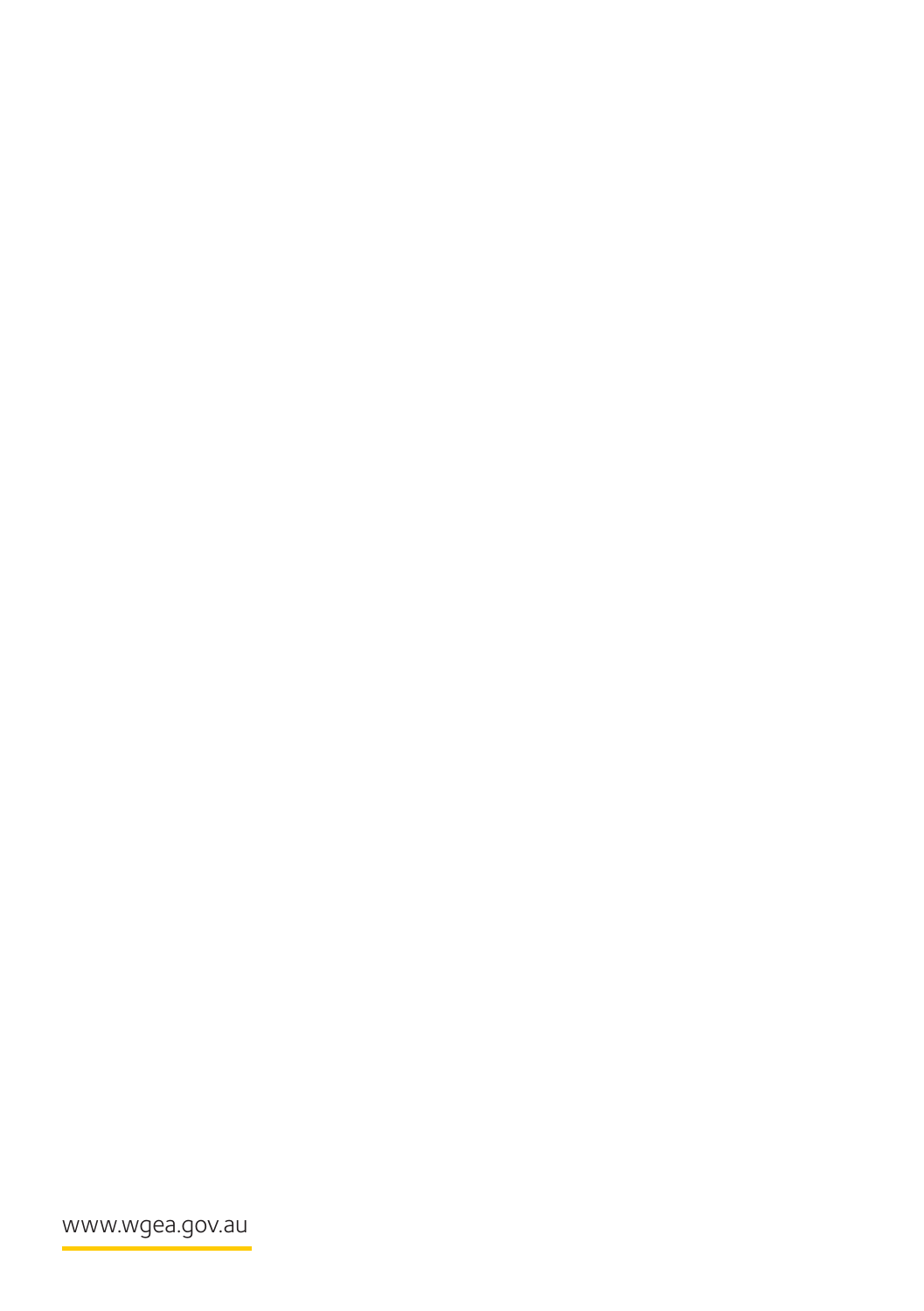www.wgea.gov.au